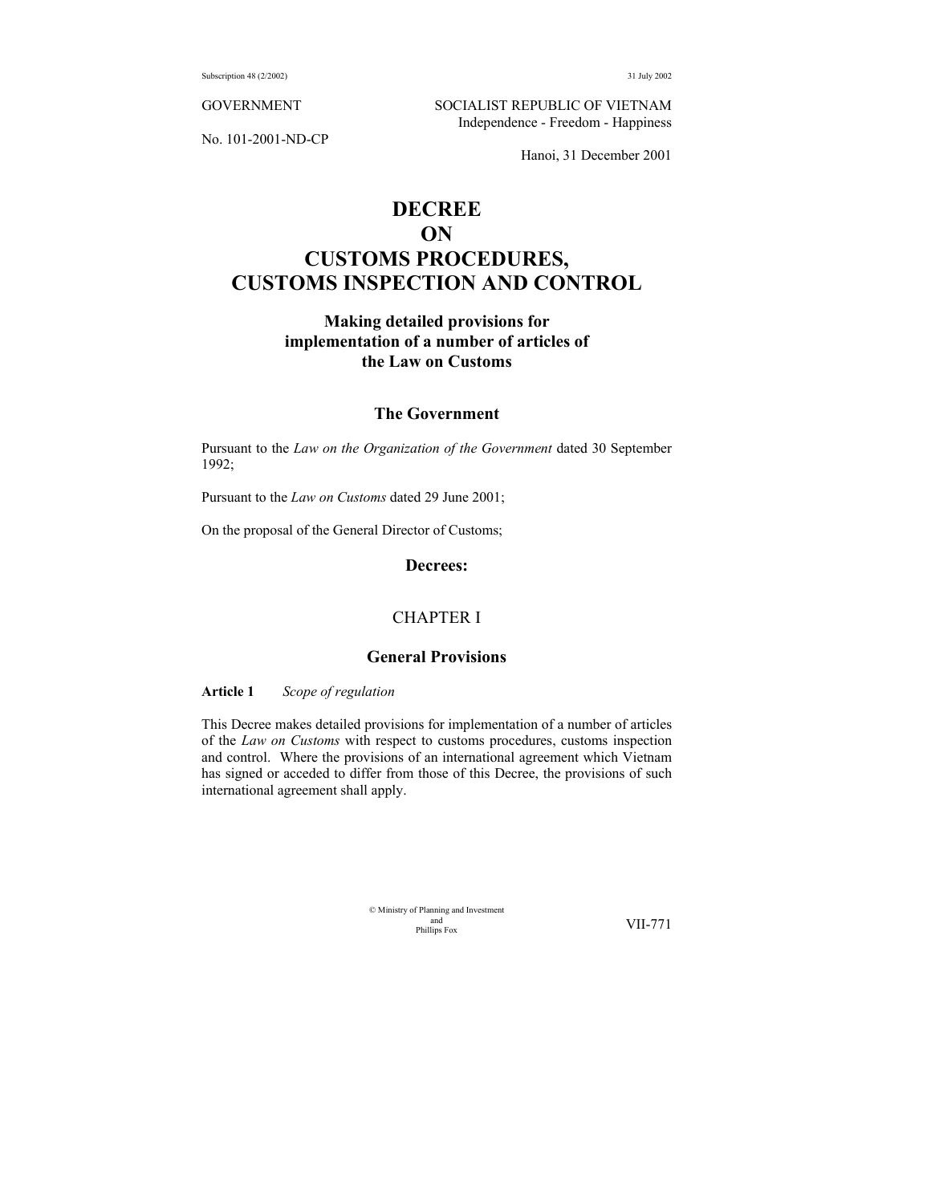GOVERNMENT

SOCIALIST REPUBLIC OF VIETNAM
Independence - Freedom - Happiness

No. 101-2001-ND-CP

Hanoi, 31 December 2001

# DECREE ON CUSTOMS PROCEDURES, CUSTOMS INSPECTION AND CONTROL

**Making detailed provisions for implementation of a number of articles of the Law on Customs**

## The Government

Pursuant to the *Law on the Organization of the Government* dated 30 September 1992;

Pursuant to the *Law on Customs* dated 29 June 2001;

On the proposal of the General Director of Customs;

**Decrees:**

## CHAPTER I

## General Provisions

**Article 1** *Scope of regulation*

This Decree makes detailed provisions for implementation of a number of articles of the *Law on Customs* with respect to customs procedures, customs inspection and control. Where the provisions of an international agreement which Vietnam has signed or acceded to differ from those of this Decree, the provisions of such international agreement shall apply.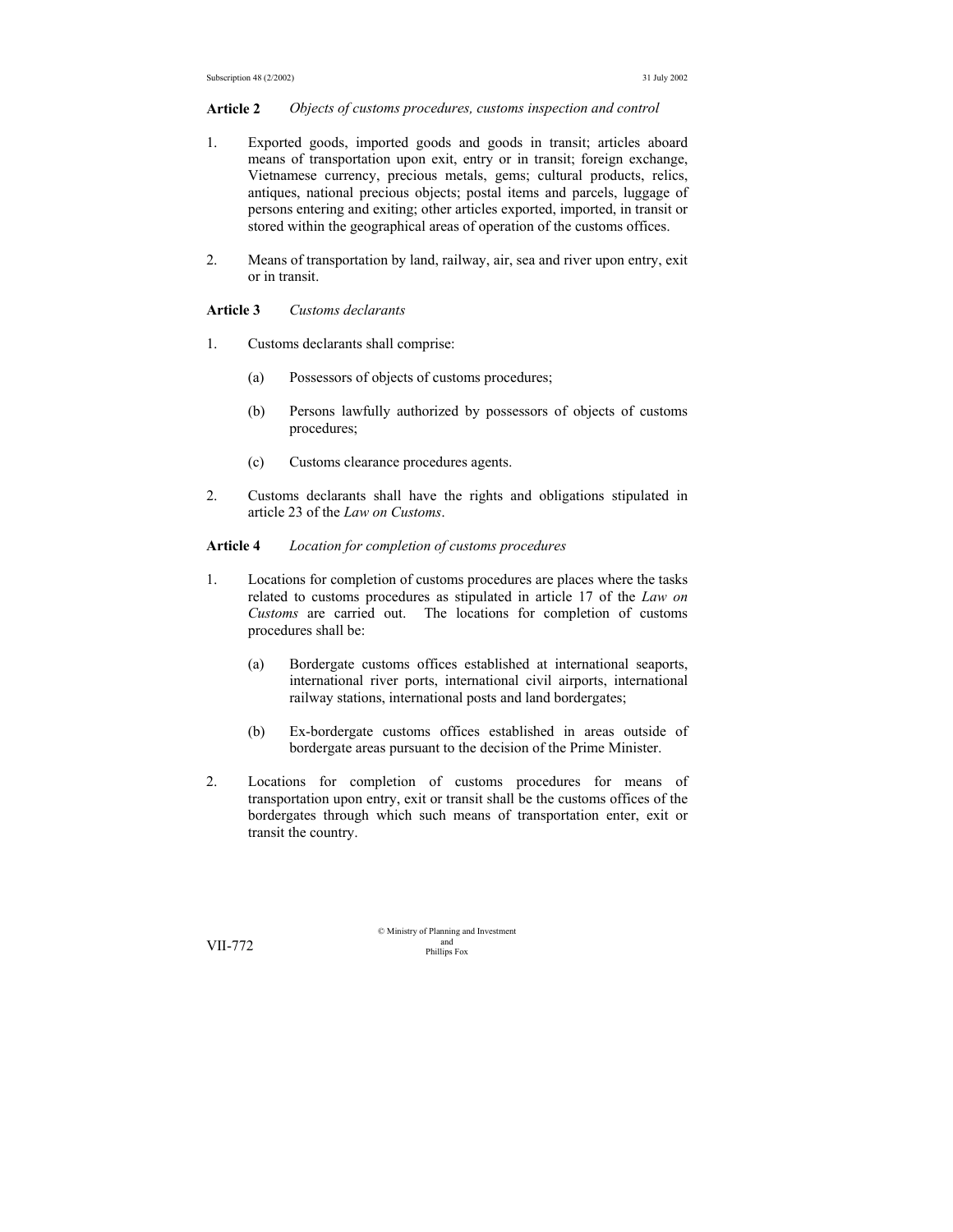**Article 2** *Objects of customs procedures, customs inspection and control*

1. Exported goods, imported goods and goods in transit; articles aboard means of transportation upon exit, entry or in transit; foreign exchange, Vietnamese currency, precious metals, gems; cultural products, relics, antiques, national precious objects; postal items and parcels, luggage of persons entering and exiting; other articles exported, imported, in transit or stored within the geographical areas of operation of the customs offices.

2. Means of transportation by land, railway, air, sea and river upon entry, exit or in transit.

**Article 3** *Customs declarants*

1. Customs declarants shall comprise:

   (a) Possessors of objects of customs procedures;

   (b) Persons lawfully authorized by possessors of objects of customs procedures;

   (c) Customs clearance procedures agents.

2. Customs declarants shall have the rights and obligations stipulated in article 23 of the *Law on Customs*.

**Article 4** *Location for completion of customs procedures*

1. Locations for completion of customs procedures are places where the tasks related to customs procedures as stipulated in article 17 of the *Law on Customs* are carried out. The locations for completion of customs procedures shall be:

   (a) Bordergate customs offices established at international seaports, international river ports, international civil airports, international railway stations, international posts and land bordergates;

   (b) Ex-bordergate customs offices established in areas outside of bordergate areas pursuant to the decision of the Prime Minister.

2. Locations for completion of customs procedures for means of transportation upon entry, exit or transit shall be the customs offices of the bordergates through which such means of transportation enter, exit or transit the country.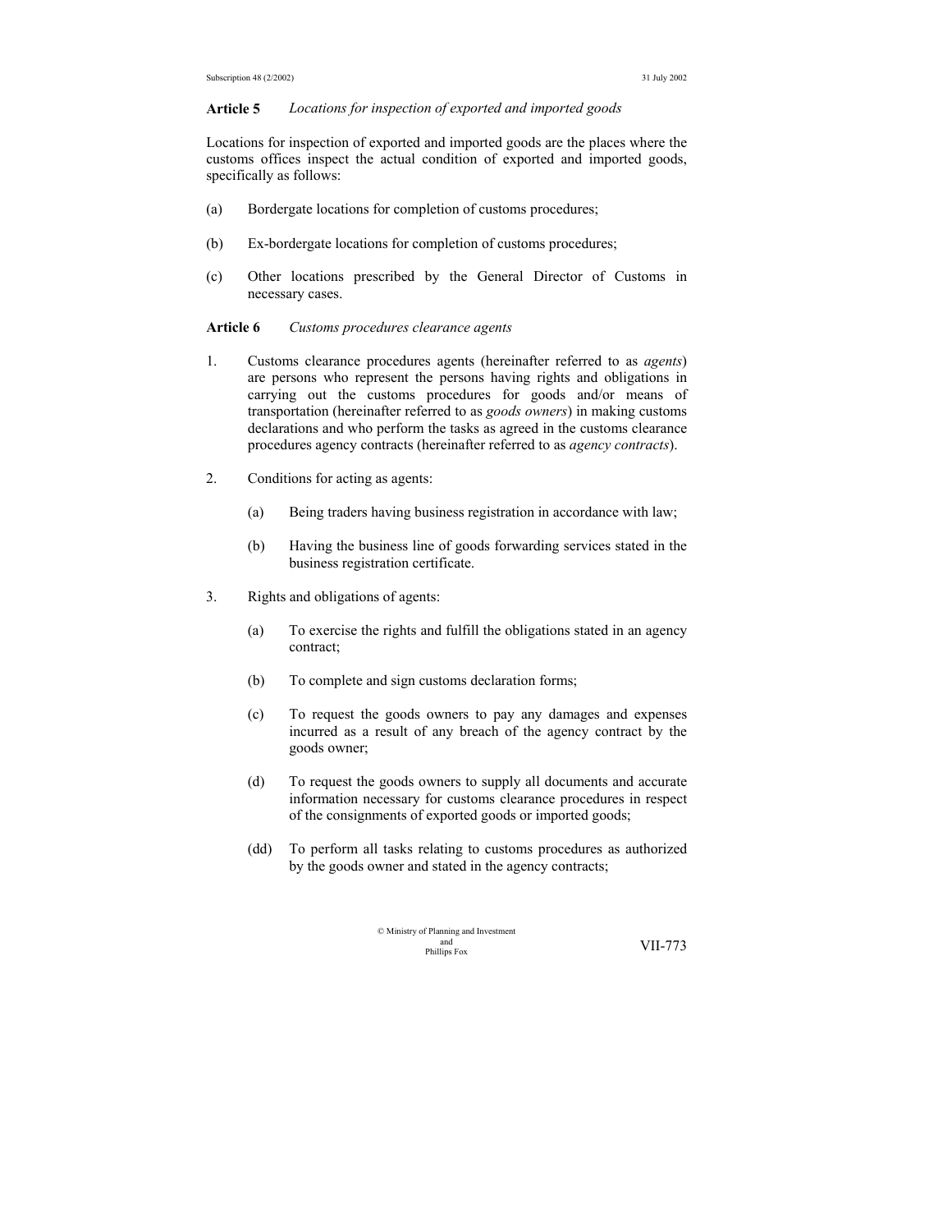**Article 5** *Locations for inspection of exported and imported goods*

Locations for inspection of exported and imported goods are the places where the customs offices inspect the actual condition of exported and imported goods, specifically as follows:

(a) Bordergate locations for completion of customs procedures;

(b) Ex-bordergate locations for completion of customs procedures;

(c) Other locations prescribed by the General Director of Customs in necessary cases.

**Article 6** *Customs procedures clearance agents*

1. Customs clearance procedures agents (hereinafter referred to as *agents*) are persons who represent the persons having rights and obligations in carrying out the customs procedures for goods and/or means of transportation (hereinafter referred to as *goods owners*) in making customs declarations and who perform the tasks as agreed in the customs clearance procedures agency contracts (hereinafter referred to as *agency contracts*).

2. Conditions for acting as agents:

   (a) Being traders having business registration in accordance with law;

   (b) Having the business line of goods forwarding services stated in the business registration certificate.

3. Rights and obligations of agents:

   (a) To exercise the rights and fulfill the obligations stated in an agency contract;

   (b) To complete and sign customs declaration forms;

   (c) To request the goods owners to pay any damages and expenses incurred as a result of any breach of the agency contract by the goods owner;

   (d) To request the goods owners to supply all documents and accurate information necessary for customs clearance procedures in respect of the consignments of exported goods or imported goods;

   (dd) To perform all tasks relating to customs procedures as authorized by the goods owner and stated in the agency contracts;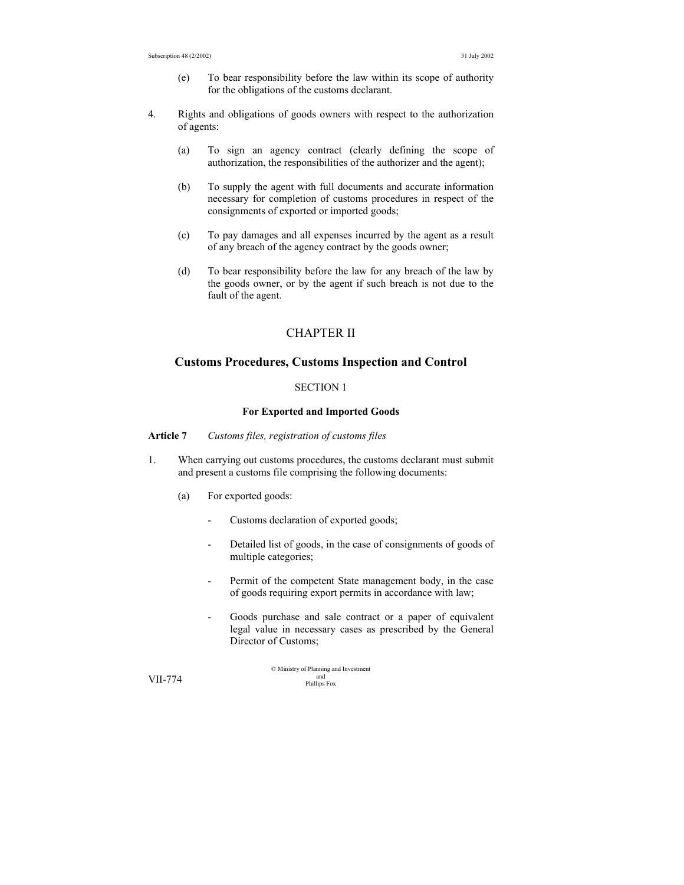(e) To bear responsibility before the law within its scope of authority for the obligations of the customs declarant.

4. Rights and obligations of goods owners with respect to the authorization of agents:

   (a) To sign an agency contract (clearly defining the scope of authorization, the responsibilities of the authorizer and the agent);

   (b) To supply the agent with full documents and accurate information necessary for completion of customs procedures in respect of the consignments of exported or imported goods;

   (c) To pay damages and all expenses incurred by the agent as a result of any breach of the agency contract by the goods owner;

   (d) To bear responsibility before the law for any breach of the law by the goods owner, or by the agent if such breach is not due to the fault of the agent.

# CHAPTER II

## Customs Procedures, Customs Inspection and Control

### SECTION 1

### For Exported and Imported Goods

**Article 7** *Customs files, registration of customs files*

1. When carrying out customs procedures, the customs declarant must submit and present a customs file comprising the following documents:

   (a) For exported goods:

   - Customs declaration of exported goods;

   - Detailed list of goods, in the case of consignments of goods of multiple categories;

   - Permit of the competent State management body, in the case of goods requiring export permits in accordance with law;

   - Goods purchase and sale contract or a paper of equivalent legal value in necessary cases as prescribed by the General Director of Customs;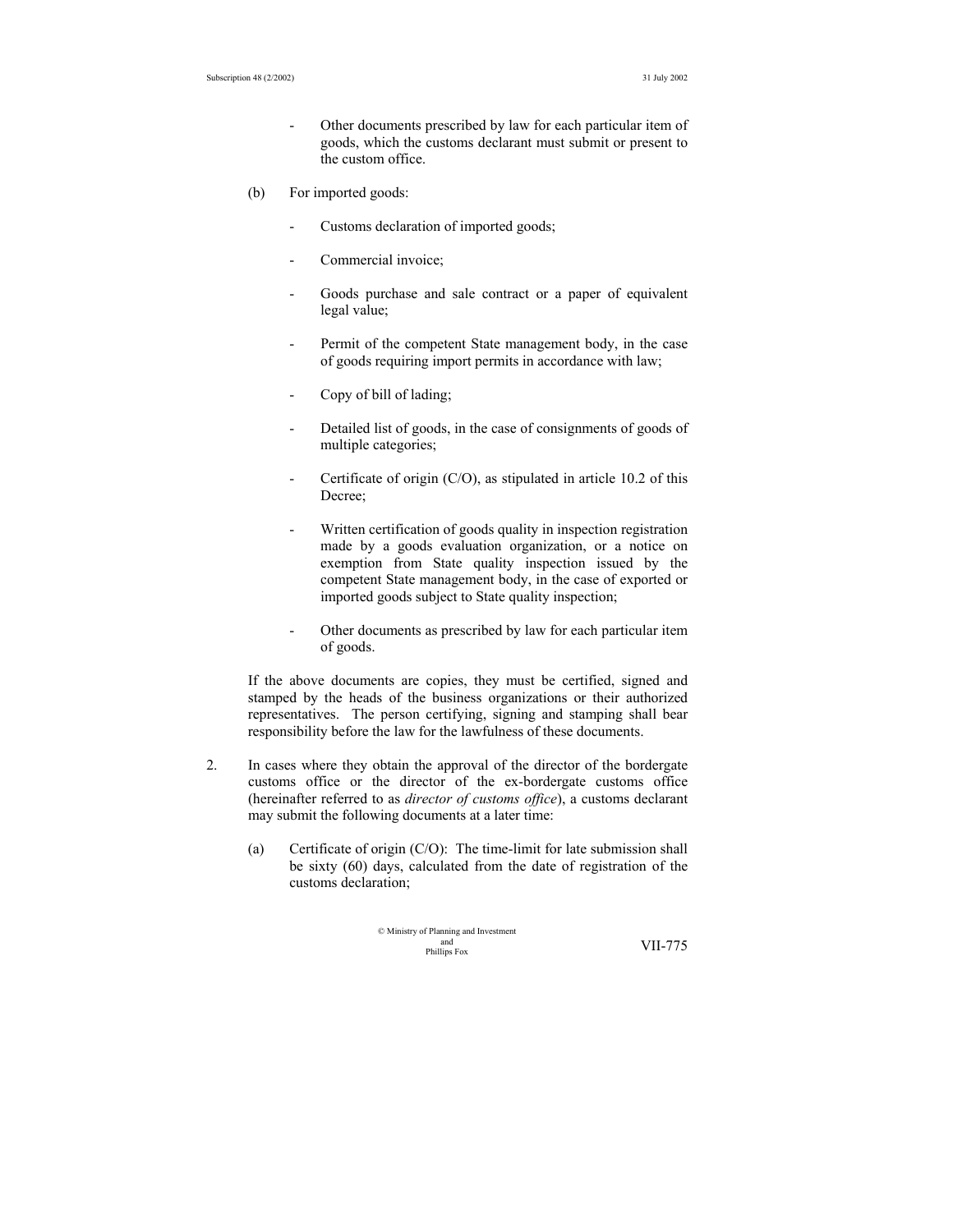- Other documents prescribed by law for each particular item of goods, which the customs declarant must submit or present to the custom office.

(b) For imported goods:

- Customs declaration of imported goods;

- Commercial invoice;

- Goods purchase and sale contract or a paper of equivalent legal value;

- Permit of the competent State management body, in the case of goods requiring import permits in accordance with law;

- Copy of bill of lading;

- Detailed list of goods, in the case of consignments of goods of multiple categories;

- Certificate of origin (C/O), as stipulated in article 10.2 of this Decree;

- Written certification of goods quality in inspection registration made by a goods evaluation organization, or a notice on exemption from State quality inspection issued by the competent State management body, in the case of exported or imported goods subject to State quality inspection;

- Other documents as prescribed by law for each particular item of goods.

If the above documents are copies, they must be certified, signed and stamped by the heads of the business organizations or their authorized representatives. The person certifying, signing and stamping shall bear responsibility before the law for the lawfulness of these documents.

2. In cases where they obtain the approval of the director of the bordergate customs office or the director of the ex-bordergate customs office (hereinafter referred to as *director of customs office*), a customs declarant may submit the following documents at a later time:

(a) Certificate of origin (C/O): The time-limit for late submission shall be sixty (60) days, calculated from the date of registration of the customs declaration;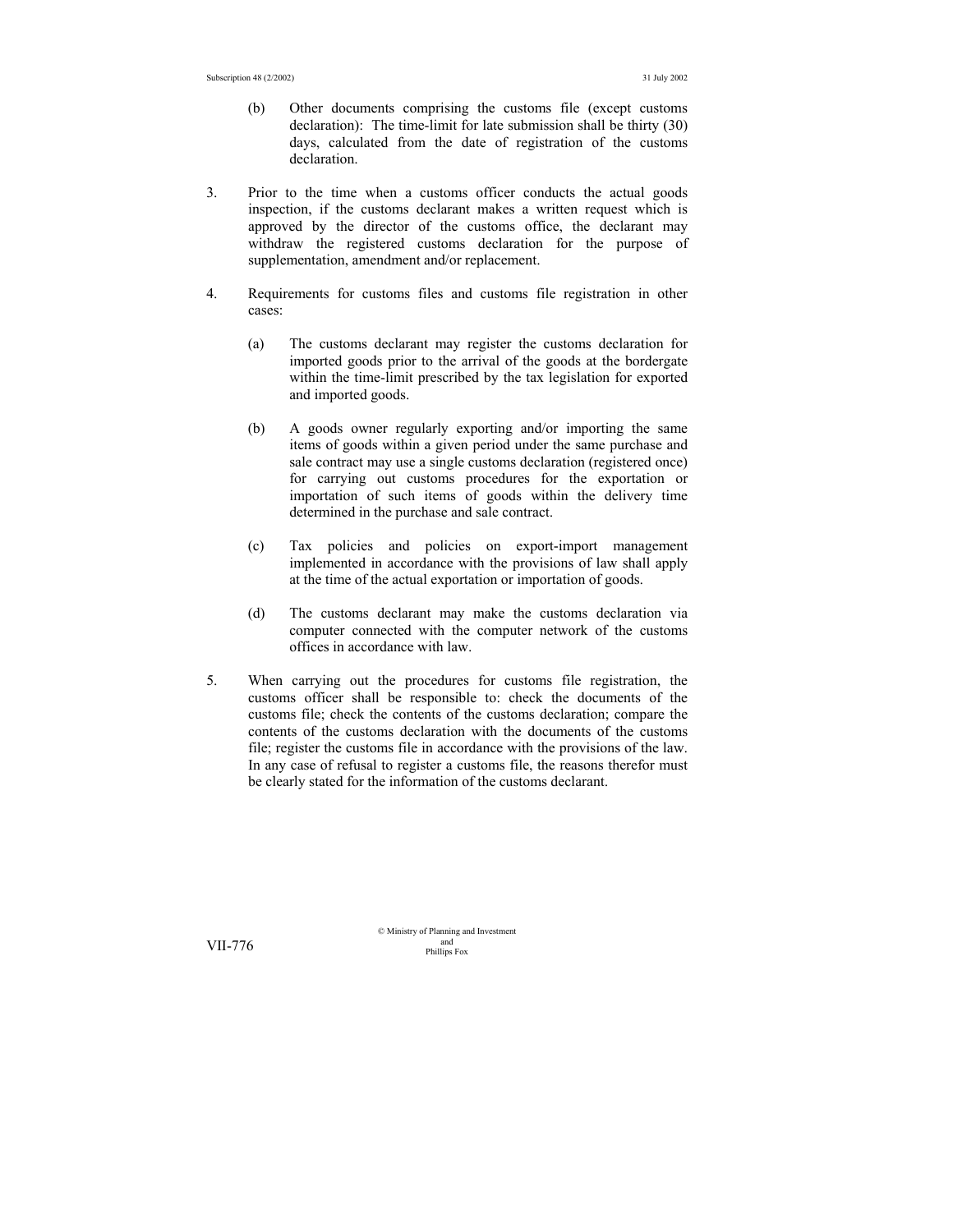(b) Other documents comprising the customs file (except customs declaration): The time-limit for late submission shall be thirty (30) days, calculated from the date of registration of the customs declaration.

3. Prior to the time when a customs officer conducts the actual goods inspection, if the customs declarant makes a written request which is approved by the director of the customs office, the declarant may withdraw the registered customs declaration for the purpose of supplementation, amendment and/or replacement.

4. Requirements for customs files and customs file registration in other cases:

   (a) The customs declarant may register the customs declaration for imported goods prior to the arrival of the goods at the bordergate within the time-limit prescribed by the tax legislation for exported and imported goods.

   (b) A goods owner regularly exporting and/or importing the same items of goods within a given period under the same purchase and sale contract may use a single customs declaration (registered once) for carrying out customs procedures for the exportation or importation of such items of goods within the delivery time determined in the purchase and sale contract.

   (c) Tax policies and policies on export-import management implemented in accordance with the provisions of law shall apply at the time of the actual exportation or importation of goods.

   (d) The customs declarant may make the customs declaration via computer connected with the computer network of the customs offices in accordance with law.

5. When carrying out the procedures for customs file registration, the customs officer shall be responsible to: check the documents of the customs file; check the contents of the customs declaration; compare the contents of the customs declaration with the documents of the customs file; register the customs file in accordance with the provisions of the law. In any case of refusal to register a customs file, the reasons therefor must be clearly stated for the information of the customs declarant.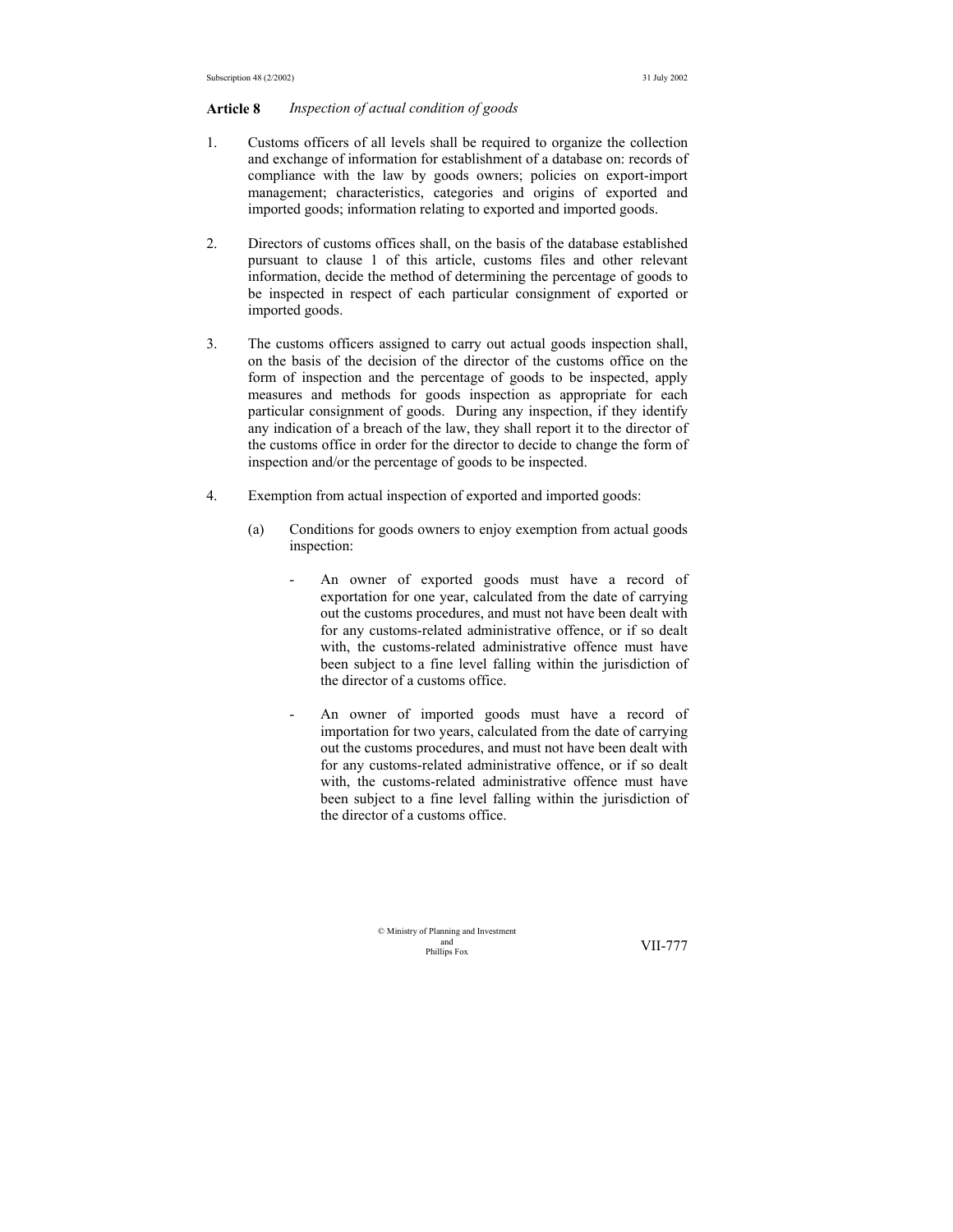**Article 8** *Inspection of actual condition of goods*

1. Customs officers of all levels shall be required to organize the collection and exchange of information for establishment of a database on: records of compliance with the law by goods owners; policies on export-import management; characteristics, categories and origins of exported and imported goods; information relating to exported and imported goods.

2. Directors of customs offices shall, on the basis of the database established pursuant to clause 1 of this article, customs files and other relevant information, decide the method of determining the percentage of goods to be inspected in respect of each particular consignment of exported or imported goods.

3. The customs officers assigned to carry out actual goods inspection shall, on the basis of the decision of the director of the customs office on the form of inspection and the percentage of goods to be inspected, apply measures and methods for goods inspection as appropriate for each particular consignment of goods. During any inspection, if they identify any indication of a breach of the law, they shall report it to the director of the customs office in order for the director to decide to change the form of inspection and/or the percentage of goods to be inspected.

4. Exemption from actual inspection of exported and imported goods:

   (a) Conditions for goods owners to enjoy exemption from actual goods inspection:

   - An owner of exported goods must have a record of exportation for one year, calculated from the date of carrying out the customs procedures, and must not have been dealt with for any customs-related administrative offence, or if so dealt with, the customs-related administrative offence must have been subject to a fine level falling within the jurisdiction of the director of a customs office.

   - An owner of imported goods must have a record of importation for two years, calculated from the date of carrying out the customs procedures, and must not have been dealt with for any customs-related administrative offence, or if so dealt with, the customs-related administrative offence must have been subject to a fine level falling within the jurisdiction of the director of a customs office.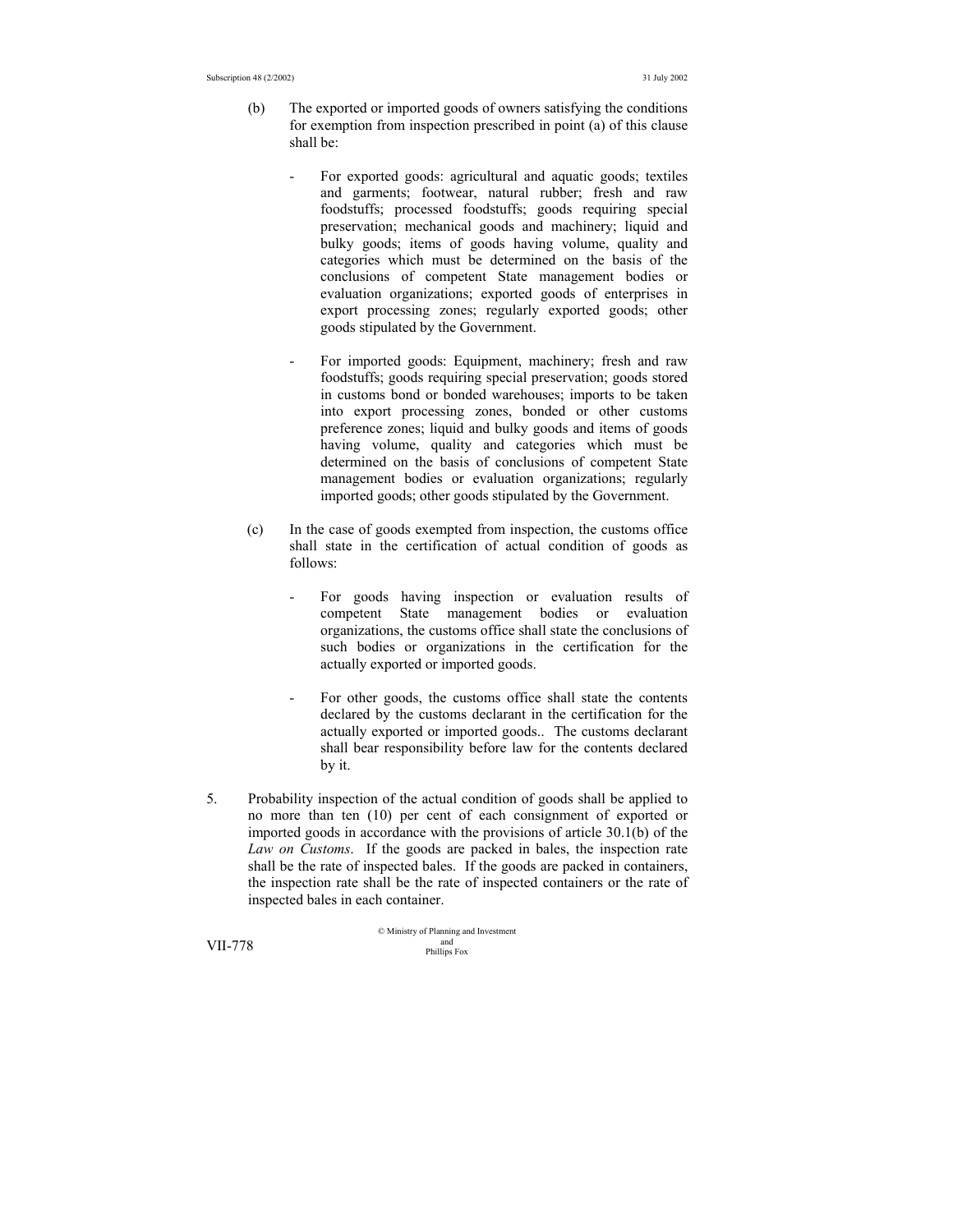(b) The exported or imported goods of owners satisfying the conditions for exemption from inspection prescribed in point (a) of this clause shall be:

- For exported goods: agricultural and aquatic goods; textiles and garments; footwear, natural rubber; fresh and raw foodstuffs; processed foodstuffs; goods requiring special preservation; mechanical goods and machinery; liquid and bulky goods; items of goods having volume, quality and categories which must be determined on the basis of the conclusions of competent State management bodies or evaluation organizations; exported goods of enterprises in export processing zones; regularly exported goods; other goods stipulated by the Government.

- For imported goods: Equipment, machinery; fresh and raw foodstuffs; goods requiring special preservation; goods stored in customs bond or bonded warehouses; imports to be taken into export processing zones, bonded or other customs preference zones; liquid and bulky goods and items of goods having volume, quality and categories which must be determined on the basis of conclusions of competent State management bodies or evaluation organizations; regularly imported goods; other goods stipulated by the Government.

(c) In the case of goods exempted from inspection, the customs office shall state in the certification of actual condition of goods as follows:

- For goods having inspection or evaluation results of competent State management bodies or evaluation organizations, the customs office shall state the conclusions of such bodies or organizations in the certification for the actually exported or imported goods.

- For other goods, the customs office shall state the contents declared by the customs declarant in the certification for the actually exported or imported goods.. The customs declarant shall bear responsibility before law for the contents declared by it.

5. Probability inspection of the actual condition of goods shall be applied to no more than ten (10) per cent of each consignment of exported or imported goods in accordance with the provisions of article 30.1(b) of the *Law on Customs*. If the goods are packed in bales, the inspection rate shall be the rate of inspected bales. If the goods are packed in containers, the inspection rate shall be the rate of inspected containers or the rate of inspected bales in each container.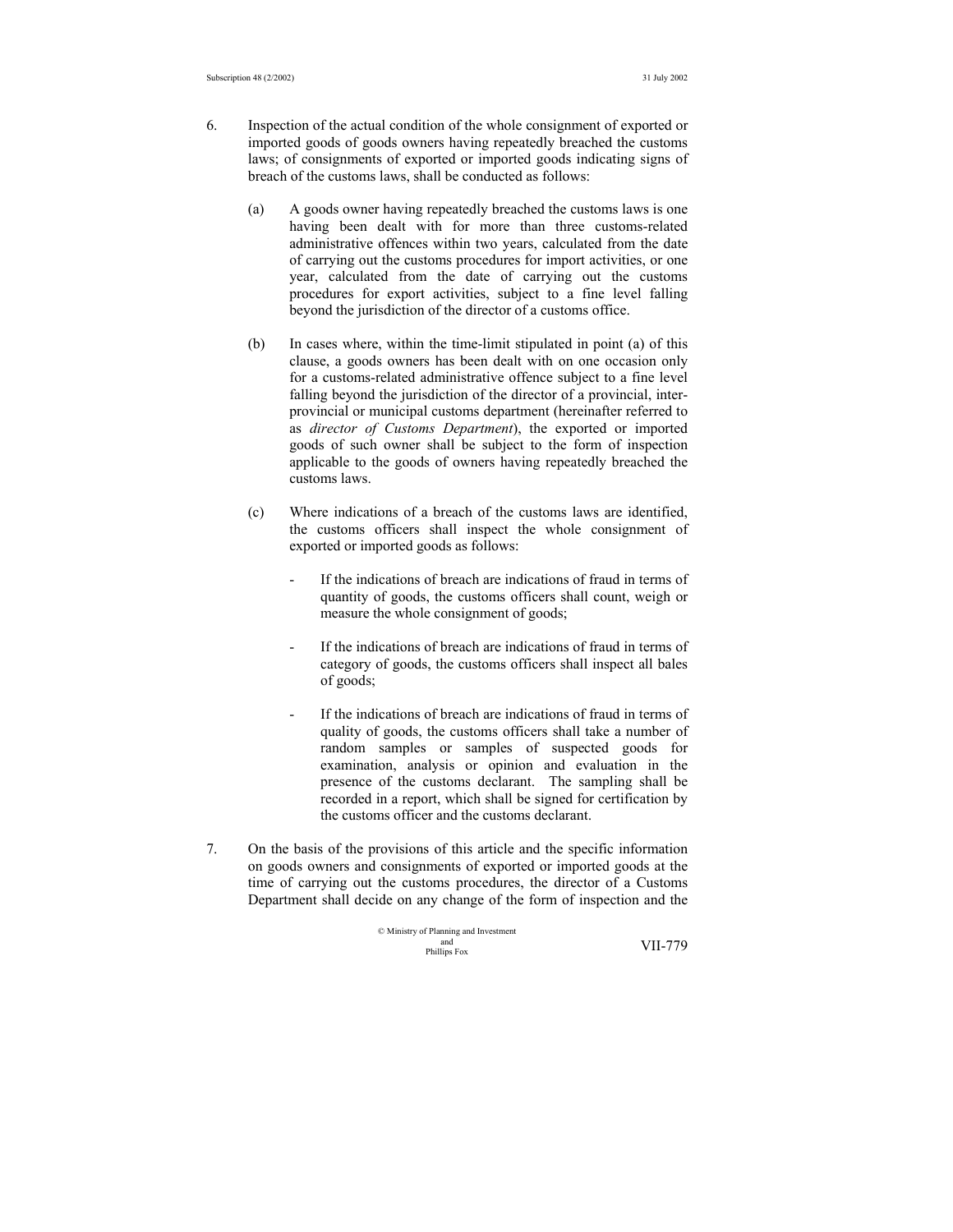6. Inspection of the actual condition of the whole consignment of exported or imported goods of goods owners having repeatedly breached the customs laws; of consignments of exported or imported goods indicating signs of breach of the customs laws, shall be conducted as follows:

   (a) A goods owner having repeatedly breached the customs laws is one having been dealt with for more than three customs-related administrative offences within two years, calculated from the date of carrying out the customs procedures for import activities, or one year, calculated from the date of carrying out the customs procedures for export activities, subject to a fine level falling beyond the jurisdiction of the director of a customs office.

   (b) In cases where, within the time-limit stipulated in point (a) of this clause, a goods owners has been dealt with on one occasion only for a customs-related administrative offence subject to a fine level falling beyond the jurisdiction of the director of a provincial, inter-provincial or municipal customs department (hereinafter referred to as *director of Customs Department*), the exported or imported goods of such owner shall be subject to the form of inspection applicable to the goods of owners having repeatedly breached the customs laws.

   (c) Where indications of a breach of the customs laws are identified, the customs officers shall inspect the whole consignment of exported or imported goods as follows:

      - If the indications of breach are indications of fraud in terms of quantity of goods, the customs officers shall count, weigh or measure the whole consignment of goods;

      - If the indications of breach are indications of fraud in terms of category of goods, the customs officers shall inspect all bales of goods;

      - If the indications of breach are indications of fraud in terms of quality of goods, the customs officers shall take a number of random samples or samples of suspected goods for examination, analysis or opinion and evaluation in the presence of the customs declarant. The sampling shall be recorded in a report, which shall be signed for certification by the customs officer and the customs declarant.

7. On the basis of the provisions of this article and the specific information on goods owners and consignments of exported or imported goods at the time of carrying out the customs procedures, the director of a Customs Department shall decide on any change of the form of inspection and the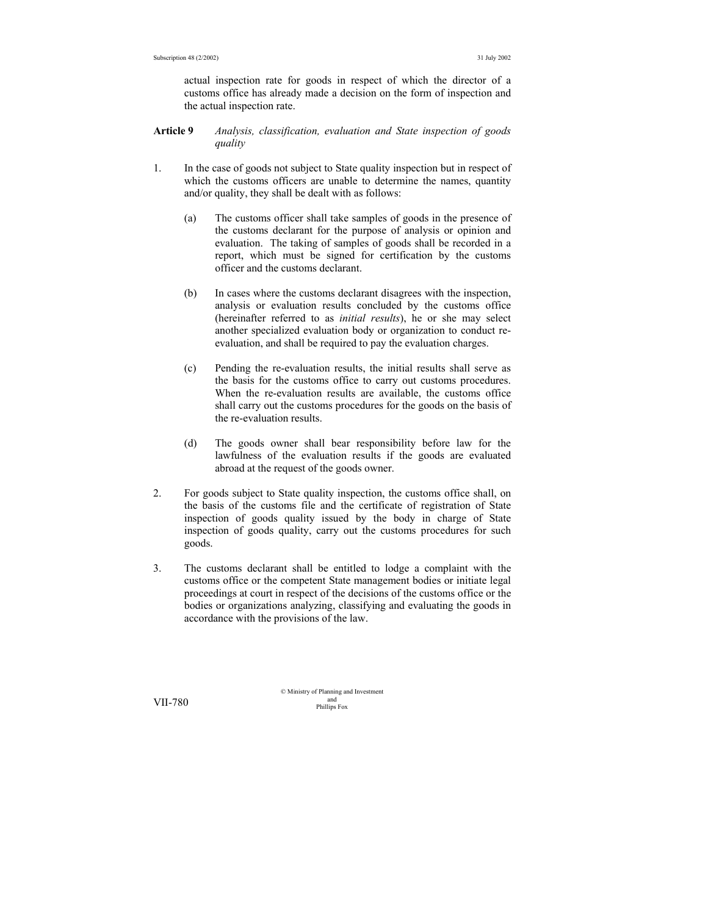actual inspection rate for goods in respect of which the director of a customs office has already made a decision on the form of inspection and the actual inspection rate.

**Article 9** *Analysis, classification, evaluation and State inspection of goods quality*

1. In the case of goods not subject to State quality inspection but in respect of which the customs officers are unable to determine the names, quantity and/or quality, they shall be dealt with as follows:

   (a) The customs officer shall take samples of goods in the presence of the customs declarant for the purpose of analysis or opinion and evaluation. The taking of samples of goods shall be recorded in a report, which must be signed for certification by the customs officer and the customs declarant.

   (b) In cases where the customs declarant disagrees with the inspection, analysis or evaluation results concluded by the customs office (hereinafter referred to as *initial results*), he or she may select another specialized evaluation body or organization to conduct re-evaluation, and shall be required to pay the evaluation charges.

   (c) Pending the re-evaluation results, the initial results shall serve as the basis for the customs office to carry out customs procedures. When the re-evaluation results are available, the customs office shall carry out the customs procedures for the goods on the basis of the re-evaluation results.

   (d) The goods owner shall bear responsibility before law for the lawfulness of the evaluation results if the goods are evaluated abroad at the request of the goods owner.

2. For goods subject to State quality inspection, the customs office shall, on the basis of the customs file and the certificate of registration of State inspection of goods quality issued by the body in charge of State inspection of goods quality, carry out the customs procedures for such goods.

3. The customs declarant shall be entitled to lodge a complaint with the customs office or the competent State management bodies or initiate legal proceedings at court in respect of the decisions of the customs office or the bodies or organizations analyzing, classifying and evaluating the goods in accordance with the provisions of the law.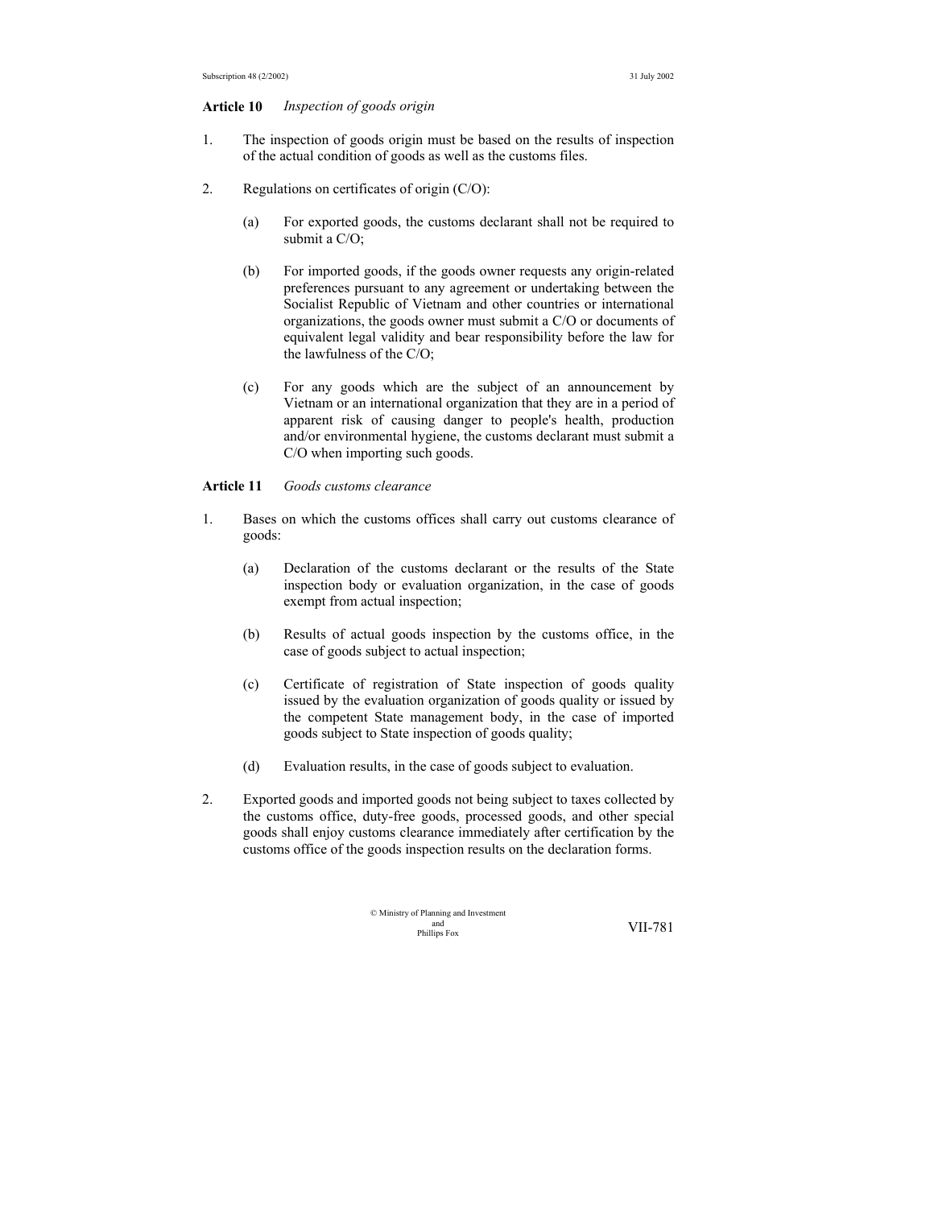**Article 10** *Inspection of goods origin*

1. The inspection of goods origin must be based on the results of inspection of the actual condition of goods as well as the customs files.

2. Regulations on certificates of origin (C/O):

   (a) For exported goods, the customs declarant shall not be required to submit a C/O;

   (b) For imported goods, if the goods owner requests any origin-related preferences pursuant to any agreement or undertaking between the Socialist Republic of Vietnam and other countries or international organizations, the goods owner must submit a C/O or documents of equivalent legal validity and bear responsibility before the law for the lawfulness of the C/O;

   (c) For any goods which are the subject of an announcement by Vietnam or an international organization that they are in a period of apparent risk of causing danger to people's health, production and/or environmental hygiene, the customs declarant must submit a C/O when importing such goods.

**Article 11** *Goods customs clearance*

1. Bases on which the customs offices shall carry out customs clearance of goods:

   (a) Declaration of the customs declarant or the results of the State inspection body or evaluation organization, in the case of goods exempt from actual inspection;

   (b) Results of actual goods inspection by the customs office, in the case of goods subject to actual inspection;

   (c) Certificate of registration of State inspection of goods quality issued by the evaluation organization of goods quality or issued by the competent State management body, in the case of imported goods subject to State inspection of goods quality;

   (d) Evaluation results, in the case of goods subject to evaluation.

2. Exported goods and imported goods not being subject to taxes collected by the customs office, duty-free goods, processed goods, and other special goods shall enjoy customs clearance immediately after certification by the customs office of the goods inspection results on the declaration forms.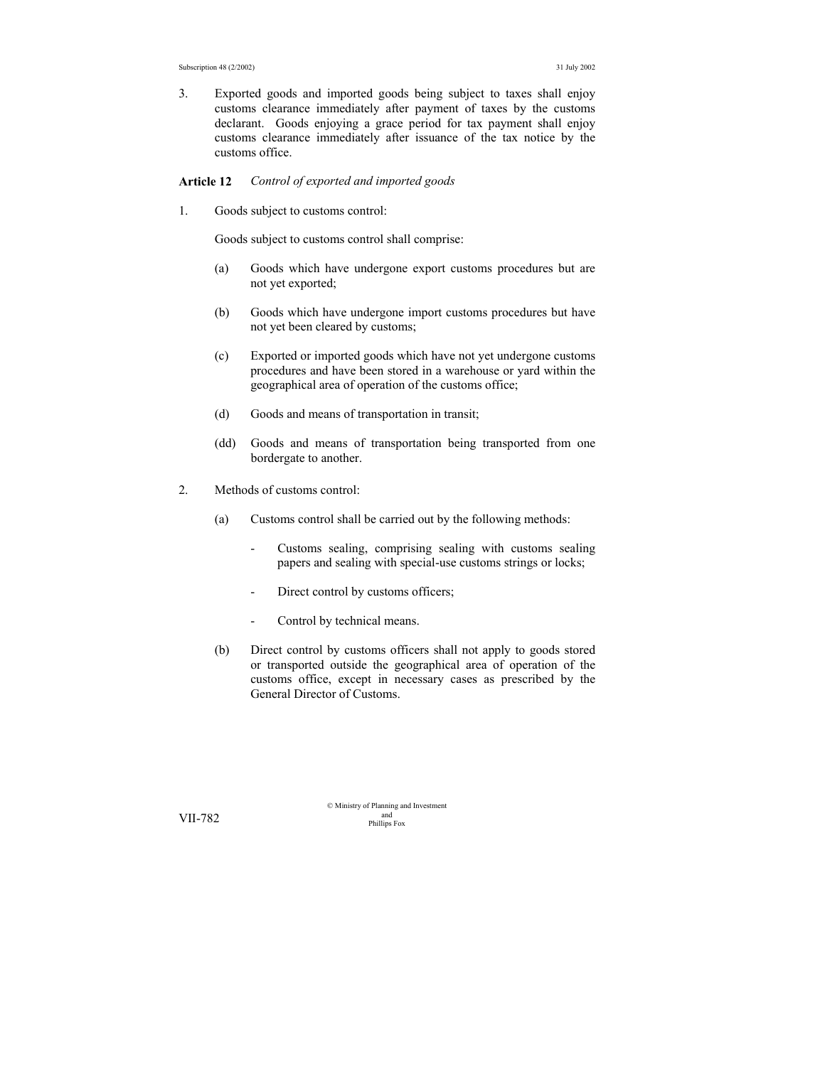3. Exported goods and imported goods being subject to taxes shall enjoy customs clearance immediately after payment of taxes by the customs declarant. Goods enjoying a grace period for tax payment shall enjoy customs clearance immediately after issuance of the tax notice by the customs office.

**Article 12** *Control of exported and imported goods*

1. Goods subject to customs control:

   Goods subject to customs control shall comprise:

   (a) Goods which have undergone export customs procedures but are not yet exported;

   (b) Goods which have undergone import customs procedures but have not yet been cleared by customs;

   (c) Exported or imported goods which have not yet undergone customs procedures and have been stored in a warehouse or yard within the geographical area of operation of the customs office;

   (d) Goods and means of transportation in transit;

   (dd) Goods and means of transportation being transported from one bordergate to another.

2. Methods of customs control:

   (a) Customs control shall be carried out by the following methods:

   - Customs sealing, comprising sealing with customs sealing papers and sealing with special-use customs strings or locks;
   - Direct control by customs officers;
   - Control by technical means.

   (b) Direct control by customs officers shall not apply to goods stored or transported outside the geographical area of operation of the customs office, except in necessary cases as prescribed by the General Director of Customs.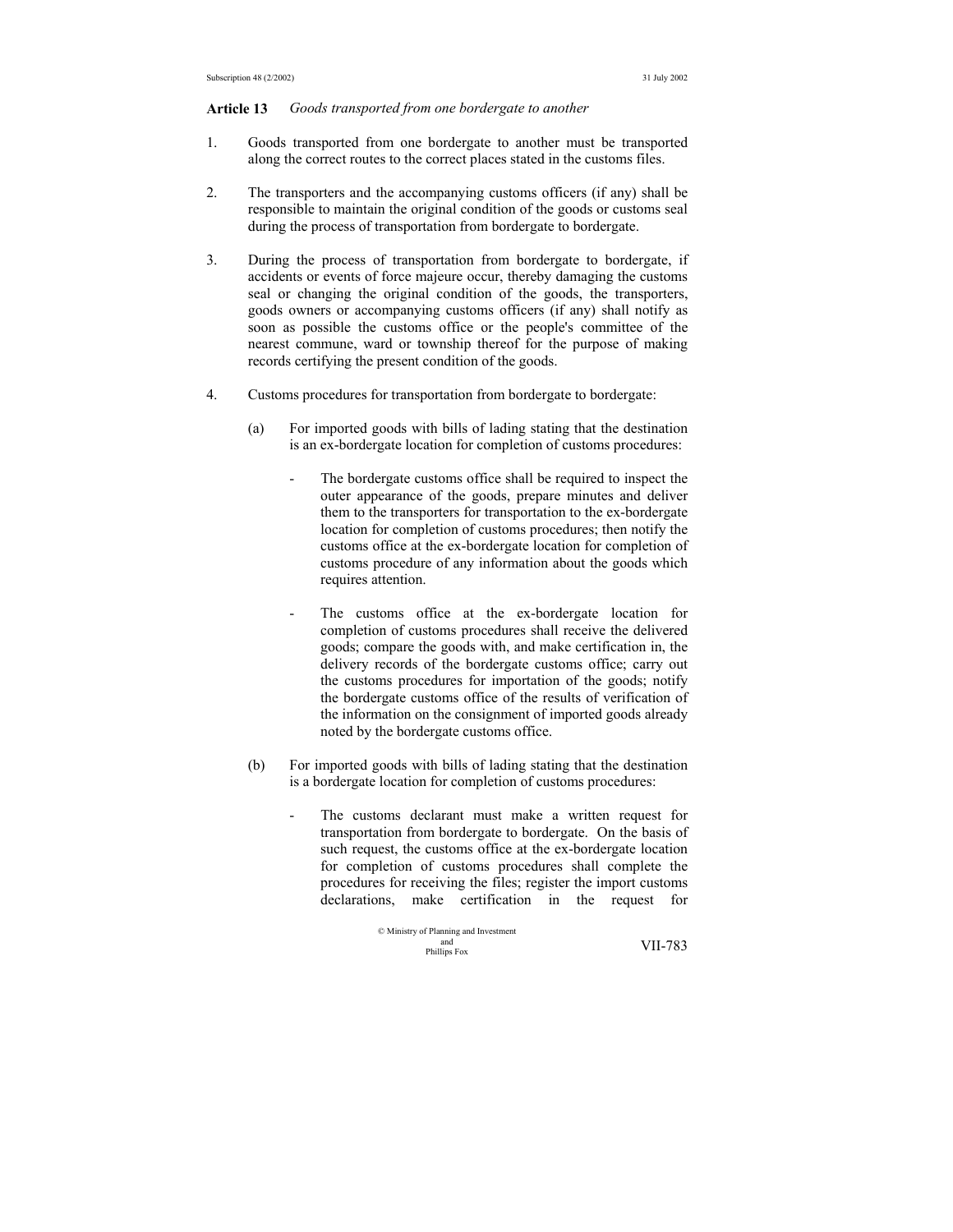**Article 13** *Goods transported from one bordergate to another*

1. Goods transported from one bordergate to another must be transported along the correct routes to the correct places stated in the customs files.

2. The transporters and the accompanying customs officers (if any) shall be responsible to maintain the original condition of the goods or customs seal during the process of transportation from bordergate to bordergate.

3. During the process of transportation from bordergate to bordergate, if accidents or events of force majeure occur, thereby damaging the customs seal or changing the original condition of the goods, the transporters, goods owners or accompanying customs officers (if any) shall notify as soon as possible the customs office or the people's committee of the nearest commune, ward or township thereof for the purpose of making records certifying the present condition of the goods.

4. Customs procedures for transportation from bordergate to bordergate:

   (a) For imported goods with bills of lading stating that the destination is an ex-bordergate location for completion of customs procedures:

   - The bordergate customs office shall be required to inspect the outer appearance of the goods, prepare minutes and deliver them to the transporters for transportation to the ex-bordergate location for completion of customs procedures; then notify the customs office at the ex-bordergate location for completion of customs procedure of any information about the goods which requires attention.

   - The customs office at the ex-bordergate location for completion of customs procedures shall receive the delivered goods; compare the goods with, and make certification in, the delivery records of the bordergate customs office; carry out the customs procedures for importation of the goods; notify the bordergate customs office of the results of verification of the information on the consignment of imported goods already noted by the bordergate customs office.

   (b) For imported goods with bills of lading stating that the destination is a bordergate location for completion of customs procedures:

   - The customs declarant must make a written request for transportation from bordergate to bordergate. On the basis of such request, the customs office at the ex-bordergate location for completion of customs procedures shall complete the procedures for receiving the files; register the import customs declarations, make certification in the request for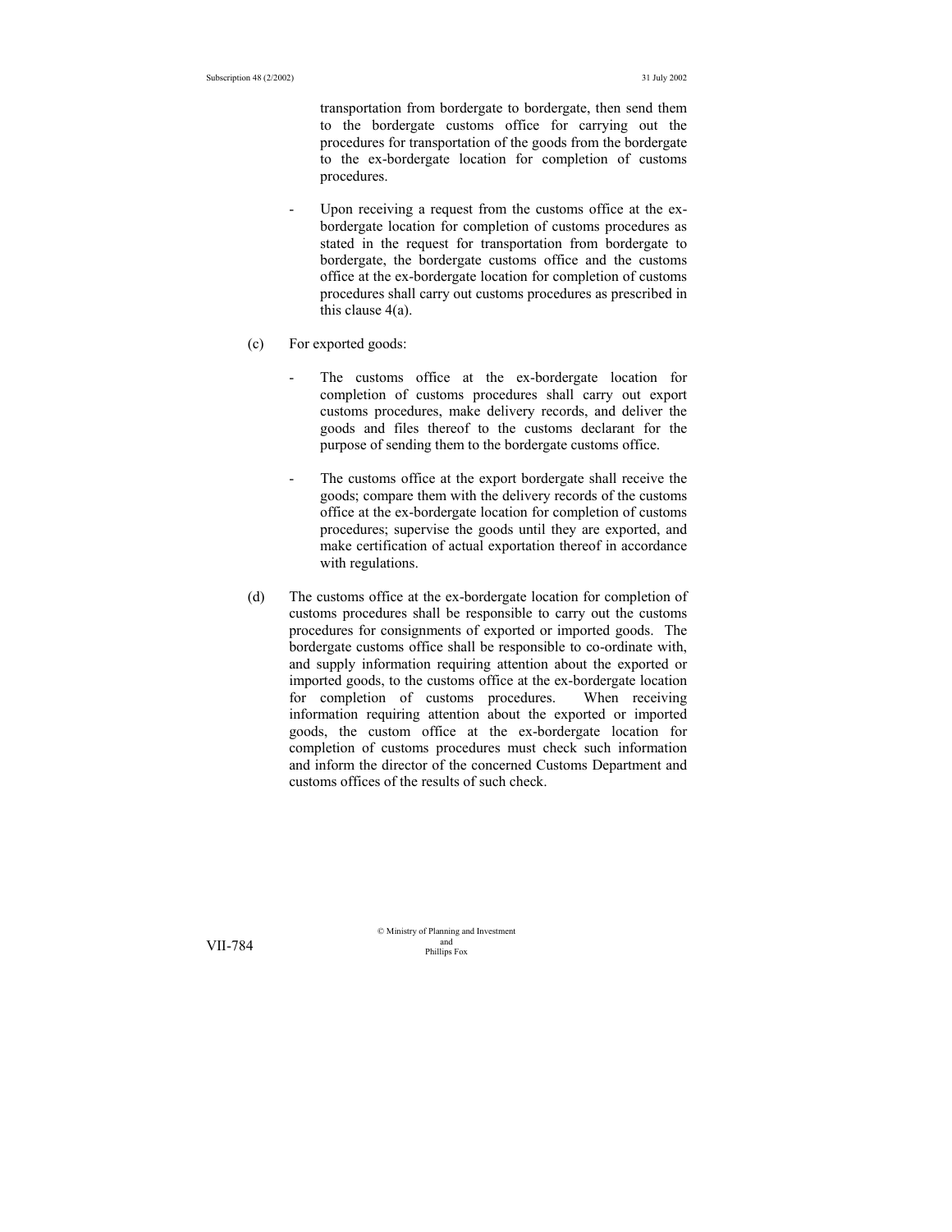transportation from bordergate to bordergate, then send them to the bordergate customs office for carrying out the procedures for transportation of the goods from the bordergate to the ex-bordergate location for completion of customs procedures.

- Upon receiving a request from the customs office at the ex-bordergate location for completion of customs procedures as stated in the request for transportation from bordergate to bordergate, the bordergate customs office and the customs office at the ex-bordergate location for completion of customs procedures shall carry out customs procedures as prescribed in this clause 4(a).

(c) For exported goods:

- The customs office at the ex-bordergate location for completion of customs procedures shall carry out export customs procedures, make delivery records, and deliver the goods and files thereof to the customs declarant for the purpose of sending them to the bordergate customs office.

- The customs office at the export bordergate shall receive the goods; compare them with the delivery records of the customs office at the ex-bordergate location for completion of customs procedures; supervise the goods until they are exported, and make certification of actual exportation thereof in accordance with regulations.

(d) The customs office at the ex-bordergate location for completion of customs procedures shall be responsible to carry out the customs procedures for consignments of exported or imported goods. The bordergate customs office shall be responsible to co-ordinate with, and supply information requiring attention about the exported or imported goods, to the customs office at the ex-bordergate location for completion of customs procedures. When receiving information requiring attention about the exported or imported goods, the custom office at the ex-bordergate location for completion of customs procedures must check such information and inform the director of the concerned Customs Department and customs offices of the results of such check.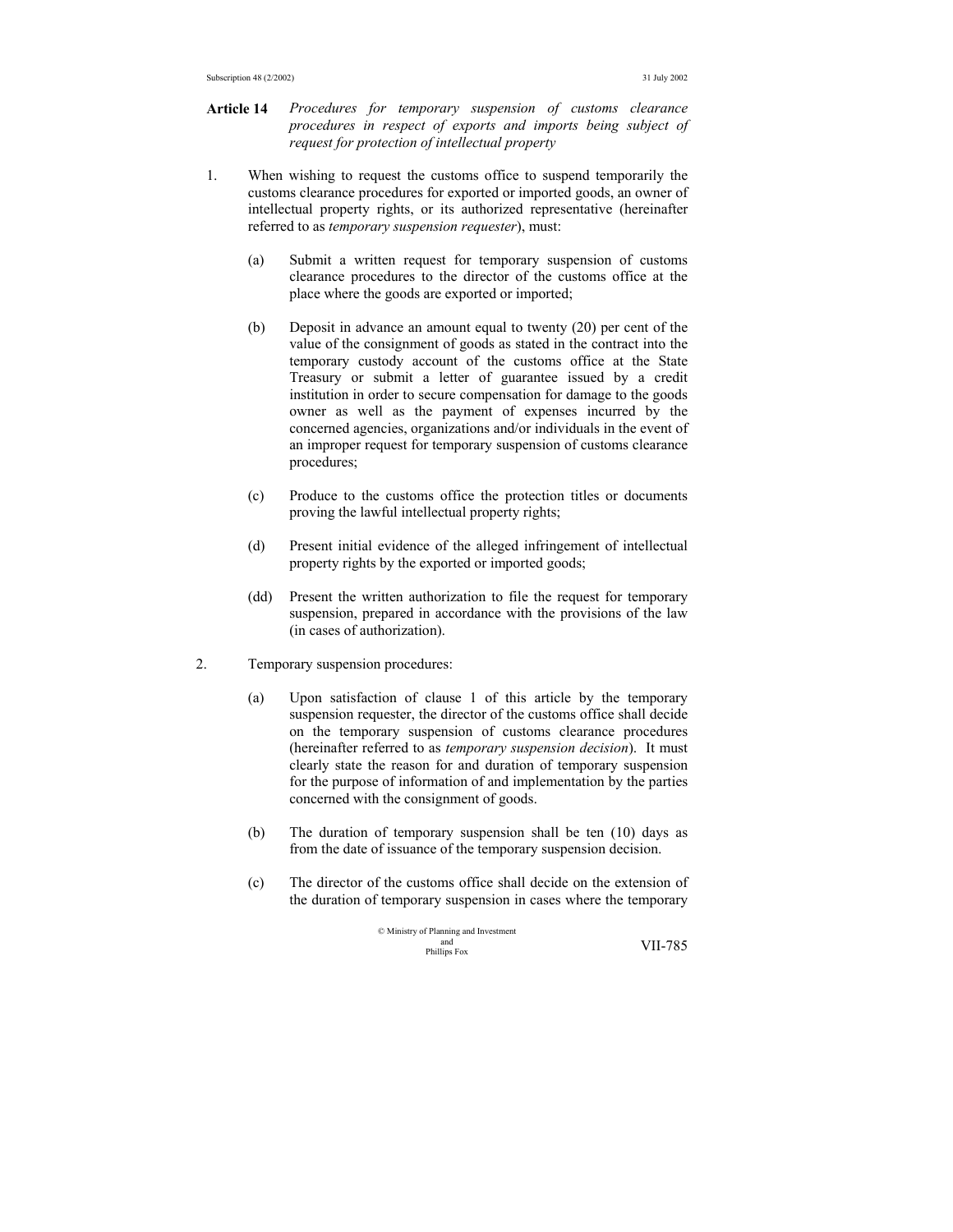**Article 14** *Procedures for temporary suspension of customs clearance procedures in respect of exports and imports being subject of request for protection of intellectual property*

1. When wishing to request the customs office to suspend temporarily the customs clearance procedures for exported or imported goods, an owner of intellectual property rights, or its authorized representative (hereinafter referred to as *temporary suspension requester*), must:

   (a) Submit a written request for temporary suspension of customs clearance procedures to the director of the customs office at the place where the goods are exported or imported;

   (b) Deposit in advance an amount equal to twenty (20) per cent of the value of the consignment of goods as stated in the contract into the temporary custody account of the customs office at the State Treasury or submit a letter of guarantee issued by a credit institution in order to secure compensation for damage to the goods owner as well as the payment of expenses incurred by the concerned agencies, organizations and/or individuals in the event of an improper request for temporary suspension of customs clearance procedures;

   (c) Produce to the customs office the protection titles or documents proving the lawful intellectual property rights;

   (d) Present initial evidence of the alleged infringement of intellectual property rights by the exported or imported goods;

   (dd) Present the written authorization to file the request for temporary suspension, prepared in accordance with the provisions of the law (in cases of authorization).

2. Temporary suspension procedures:

   (a) Upon satisfaction of clause 1 of this article by the temporary suspension requester, the director of the customs office shall decide on the temporary suspension of customs clearance procedures (hereinafter referred to as *temporary suspension decision*). It must clearly state the reason for and duration of temporary suspension for the purpose of information of and implementation by the parties concerned with the consignment of goods.

   (b) The duration of temporary suspension shall be ten (10) days as from the date of issuance of the temporary suspension decision.

   (c) The director of the customs office shall decide on the extension of the duration of temporary suspension in cases where the temporary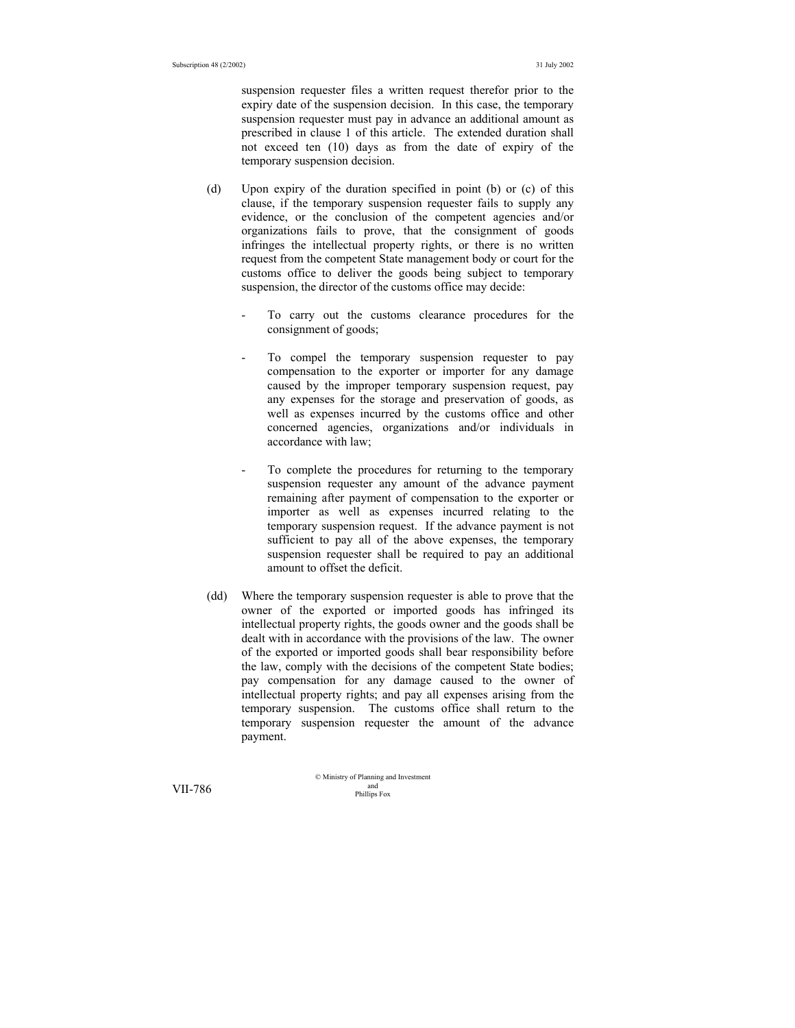suspension requester files a written request therefor prior to the expiry date of the suspension decision. In this case, the temporary suspension requester must pay in advance an additional amount as prescribed in clause 1 of this article. The extended duration shall not exceed ten (10) days as from the date of expiry of the temporary suspension decision.

(d) Upon expiry of the duration specified in point (b) or (c) of this clause, if the temporary suspension requester fails to supply any evidence, or the conclusion of the competent agencies and/or organizations fails to prove, that the consignment of goods infringes the intellectual property rights, or there is no written request from the competent State management body or court for the customs office to deliver the goods being subject to temporary suspension, the director of the customs office may decide:

- To carry out the customs clearance procedures for the consignment of goods;

- To compel the temporary suspension requester to pay compensation to the exporter or importer for any damage caused by the improper temporary suspension request, pay any expenses for the storage and preservation of goods, as well as expenses incurred by the customs office and other concerned agencies, organizations and/or individuals in accordance with law;

- To complete the procedures for returning to the temporary suspension requester any amount of the advance payment remaining after payment of compensation to the exporter or importer as well as expenses incurred relating to the temporary suspension request. If the advance payment is not sufficient to pay all of the above expenses, the temporary suspension requester shall be required to pay an additional amount to offset the deficit.

(dd) Where the temporary suspension requester is able to prove that the owner of the exported or imported goods has infringed its intellectual property rights, the goods owner and the goods shall be dealt with in accordance with the provisions of the law. The owner of the exported or imported goods shall bear responsibility before the law, comply with the decisions of the competent State bodies; pay compensation for any damage caused to the owner of intellectual property rights; and pay all expenses arising from the temporary suspension. The customs office shall return to the temporary suspension requester the amount of the advance payment.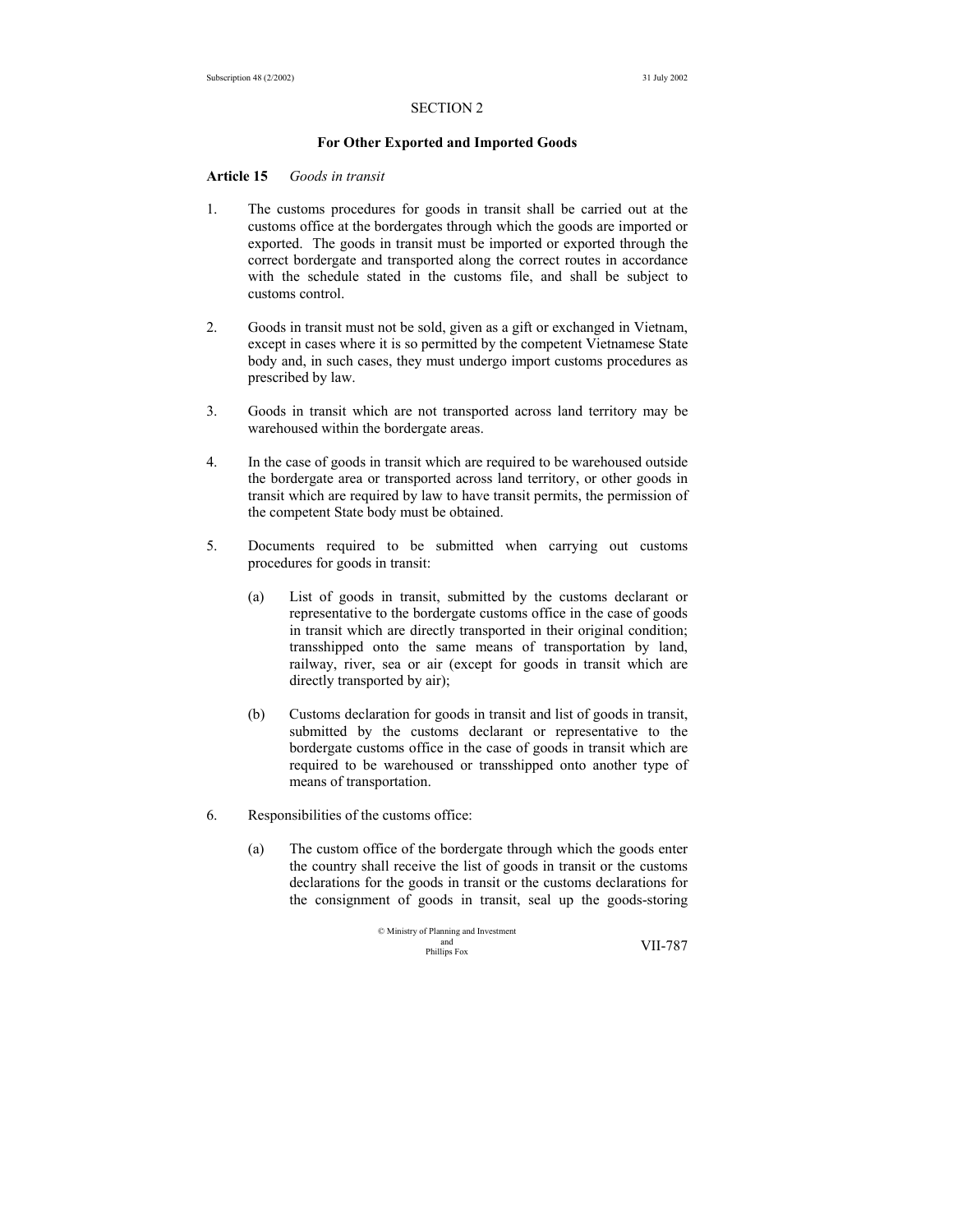## SECTION 2

### For Other Exported and Imported Goods

**Article 15** *Goods in transit*

1. The customs procedures for goods in transit shall be carried out at the customs office at the bordergates through which the goods are imported or exported. The goods in transit must be imported or exported through the correct bordergate and transported along the correct routes in accordance with the schedule stated in the customs file, and shall be subject to customs control.

2. Goods in transit must not be sold, given as a gift or exchanged in Vietnam, except in cases where it is so permitted by the competent Vietnamese State body and, in such cases, they must undergo import customs procedures as prescribed by law.

3. Goods in transit which are not transported across land territory may be warehoused within the bordergate areas.

4. In the case of goods in transit which are required to be warehoused outside the bordergate area or transported across land territory, or other goods in transit which are required by law to have transit permits, the permission of the competent State body must be obtained.

5. Documents required to be submitted when carrying out customs procedures for goods in transit:

   (a) List of goods in transit, submitted by the customs declarant or representative to the bordergate customs office in the case of goods in transit which are directly transported in their original condition; transshipped onto the same means of transportation by land, railway, river, sea or air (except for goods in transit which are directly transported by air);

   (b) Customs declaration for goods in transit and list of goods in transit, submitted by the customs declarant or representative to the bordergate customs office in the case of goods in transit which are required to be warehoused or transshipped onto another type of means of transportation.

6. Responsibilities of the customs office:

   (a) The custom office of the bordergate through which the goods enter the country shall receive the list of goods in transit or the customs declarations for the goods in transit or the customs declarations for the consignment of goods in transit, seal up the goods-storing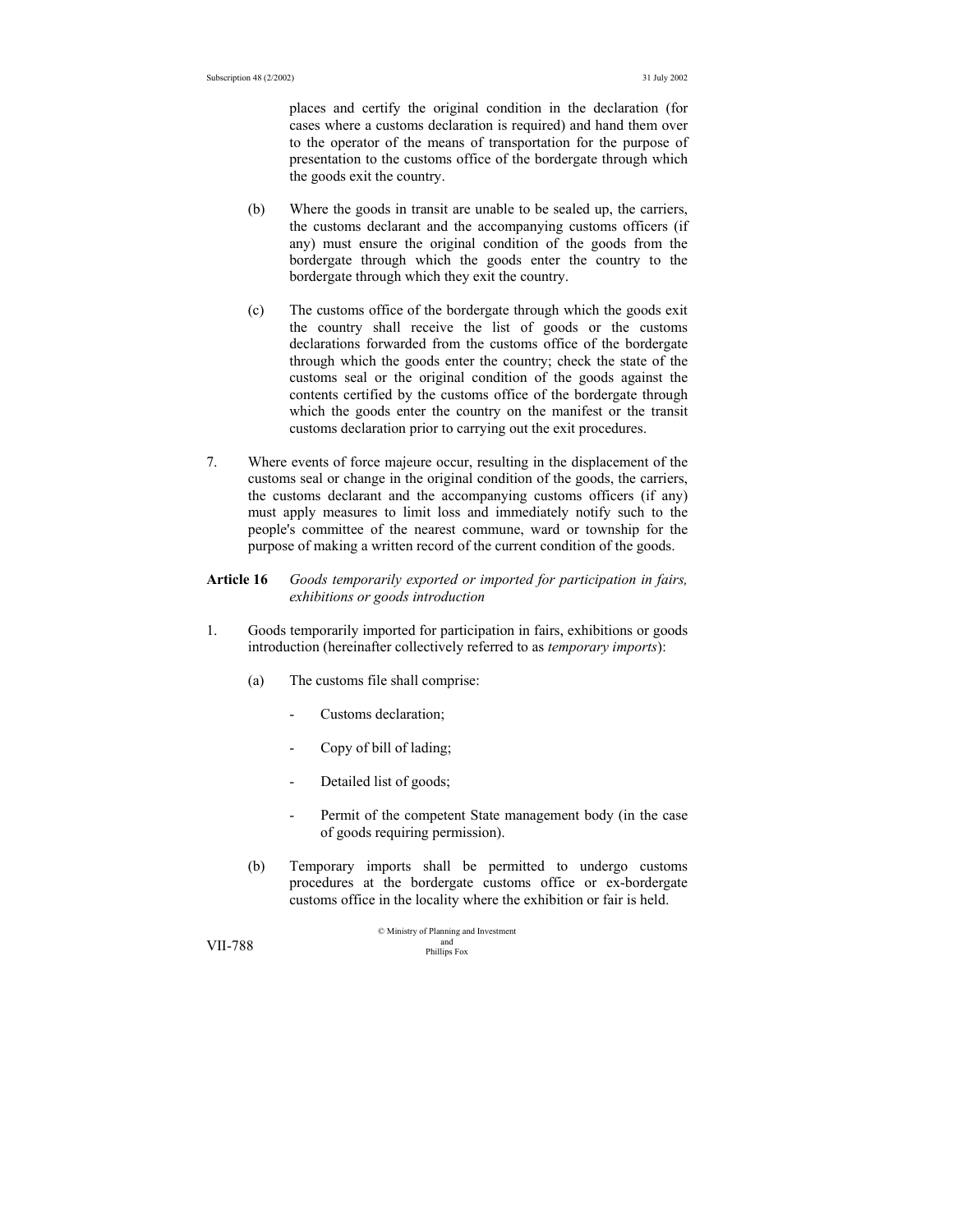places and certify the original condition in the declaration (for cases where a customs declaration is required) and hand them over to the operator of the means of transportation for the purpose of presentation to the customs office of the bordergate through which the goods exit the country.

(b) Where the goods in transit are unable to be sealed up, the carriers, the customs declarant and the accompanying customs officers (if any) must ensure the original condition of the goods from the bordergate through which the goods enter the country to the bordergate through which they exit the country.

(c) The customs office of the bordergate through which the goods exit the country shall receive the list of goods or the customs declarations forwarded from the customs office of the bordergate through which the goods enter the country; check the state of the customs seal or the original condition of the goods against the contents certified by the customs office of the bordergate through which the goods enter the country on the manifest or the transit customs declaration prior to carrying out the exit procedures.

7. Where events of force majeure occur, resulting in the displacement of the customs seal or change in the original condition of the goods, the carriers, the customs declarant and the accompanying customs officers (if any) must apply measures to limit loss and immediately notify such to the people's committee of the nearest commune, ward or township for the purpose of making a written record of the current condition of the goods.

**Article 16** *Goods temporarily exported or imported for participation in fairs, exhibitions or goods introduction*

1. Goods temporarily imported for participation in fairs, exhibitions or goods introduction (hereinafter collectively referred to as *temporary imports*):

   (a) The customs file shall comprise:

   - Customs declaration;
   - Copy of bill of lading;
   - Detailed list of goods;
   - Permit of the competent State management body (in the case of goods requiring permission).

   (b) Temporary imports shall be permitted to undergo customs procedures at the bordergate customs office or ex-bordergate customs office in the locality where the exhibition or fair is held.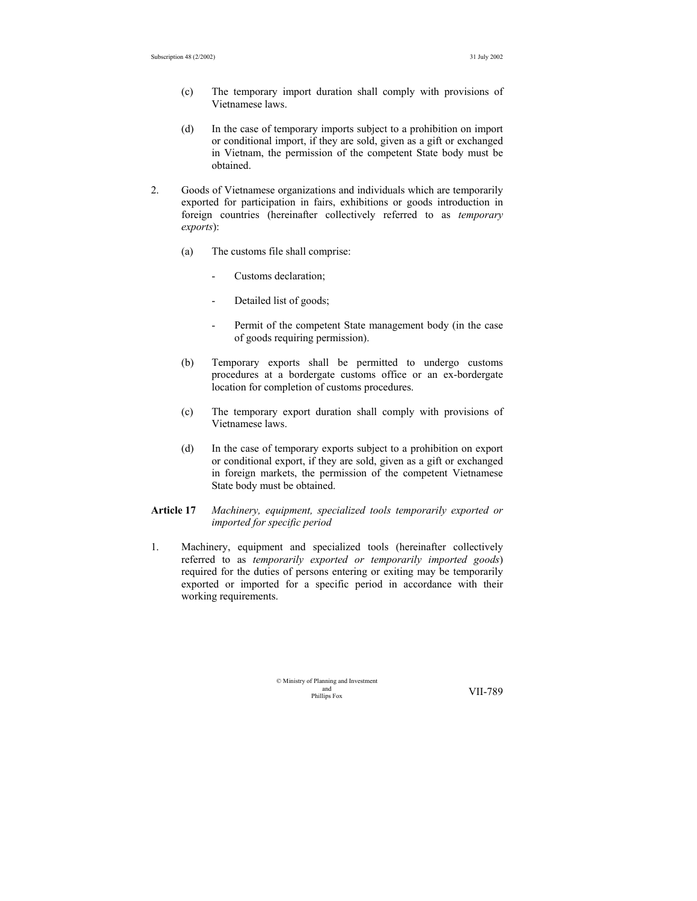(c) The temporary import duration shall comply with provisions of Vietnamese laws.

(d) In the case of temporary imports subject to a prohibition on import or conditional import, if they are sold, given as a gift or exchanged in Vietnam, the permission of the competent State body must be obtained.

2. Goods of Vietnamese organizations and individuals which are temporarily exported for participation in fairs, exhibitions or goods introduction in foreign countries (hereinafter collectively referred to as *temporary exports*):

   (a) The customs file shall comprise:

   - Customs declaration;
   - Detailed list of goods;
   - Permit of the competent State management body (in the case of goods requiring permission).

   (b) Temporary exports shall be permitted to undergo customs procedures at a bordergate customs office or an ex-bordergate location for completion of customs procedures.

   (c) The temporary export duration shall comply with provisions of Vietnamese laws.

   (d) In the case of temporary exports subject to a prohibition on export or conditional export, if they are sold, given as a gift or exchanged in foreign markets, the permission of the competent Vietnamese State body must be obtained.

**Article 17** *Machinery, equipment, specialized tools temporarily exported or imported for specific period*

1. Machinery, equipment and specialized tools (hereinafter collectively referred to as *temporarily exported or temporarily imported goods*) required for the duties of persons entering or exiting may be temporarily exported or imported for a specific period in accordance with their working requirements.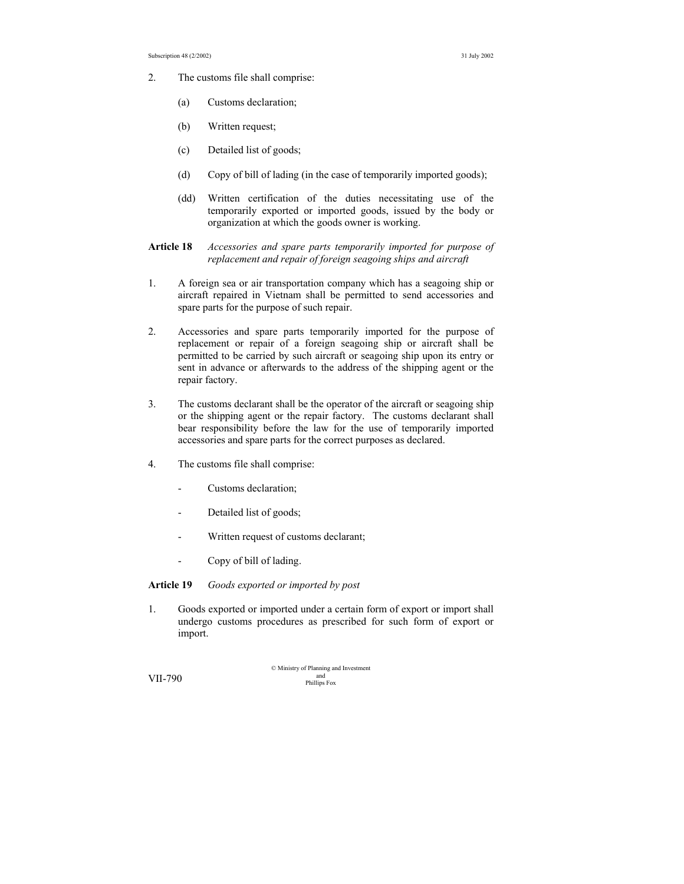2. The customs file shall comprise:

   (a) Customs declaration;

   (b) Written request;

   (c) Detailed list of goods;

   (d) Copy of bill of lading (in the case of temporarily imported goods);

   (dd) Written certification of the duties necessitating use of the temporarily exported or imported goods, issued by the body or organization at which the goods owner is working.

**Article 18** *Accessories and spare parts temporarily imported for purpose of replacement and repair of foreign seagoing ships and aircraft*

1. A foreign sea or air transportation company which has a seagoing ship or aircraft repaired in Vietnam shall be permitted to send accessories and spare parts for the purpose of such repair.

2. Accessories and spare parts temporarily imported for the purpose of replacement or repair of a foreign seagoing ship or aircraft shall be permitted to be carried by such aircraft or seagoing ship upon its entry or sent in advance or afterwards to the address of the shipping agent or the repair factory.

3. The customs declarant shall be the operator of the aircraft or seagoing ship or the shipping agent or the repair factory. The customs declarant shall bear responsibility before the law for the use of temporarily imported accessories and spare parts for the correct purposes as declared.

4. The customs file shall comprise:

   - Customs declaration;

   - Detailed list of goods;

   - Written request of customs declarant;

   - Copy of bill of lading.

**Article 19** *Goods exported or imported by post*

1. Goods exported or imported under a certain form of export or import shall undergo customs procedures as prescribed for such form of export or import.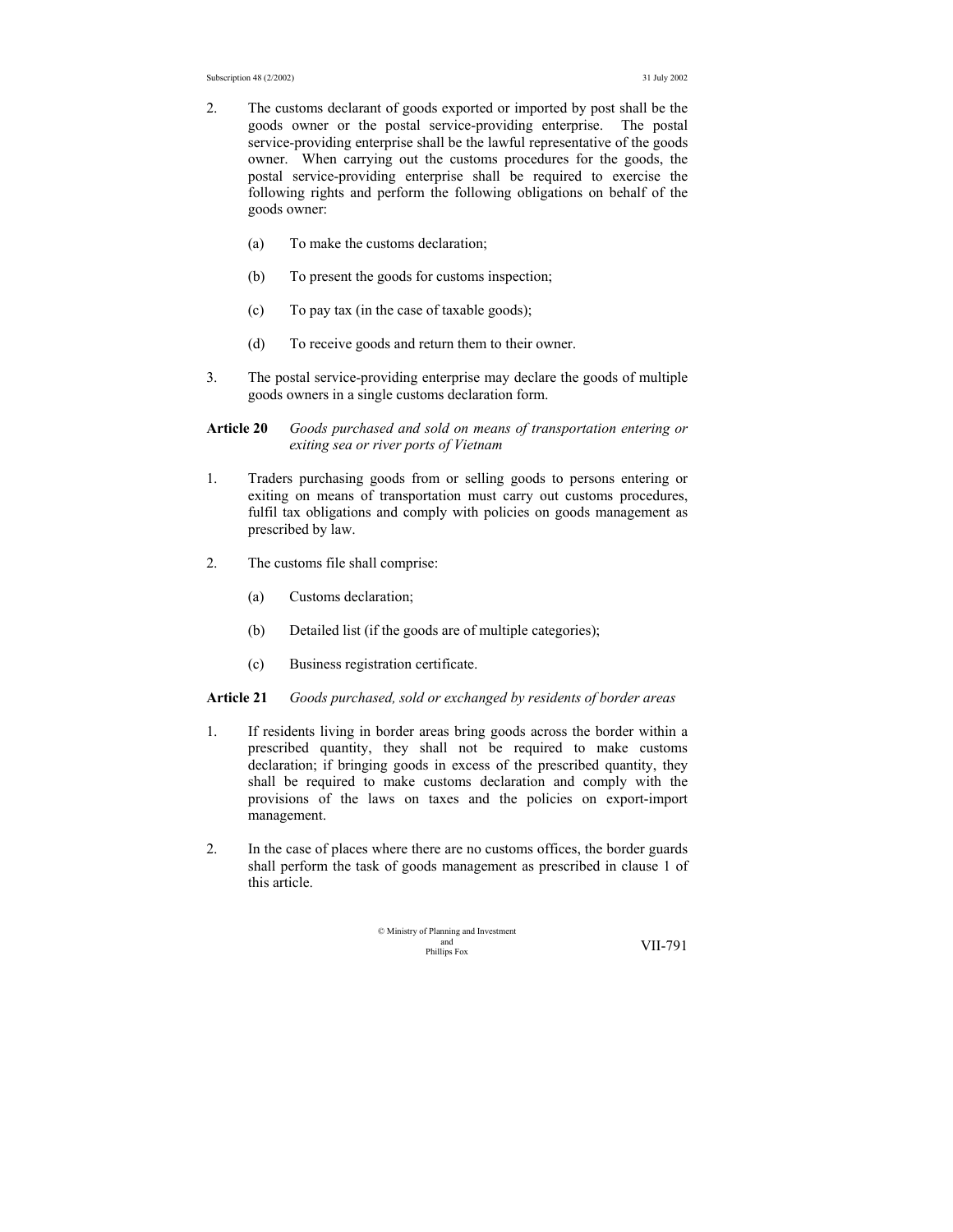2. The customs declarant of goods exported or imported by post shall be the goods owner or the postal service-providing enterprise. The postal service-providing enterprise shall be the lawful representative of the goods owner. When carrying out the customs procedures for the goods, the postal service-providing enterprise shall be required to exercise the following rights and perform the following obligations on behalf of the goods owner:

   (a) To make the customs declaration;

   (b) To present the goods for customs inspection;

   (c) To pay tax (in the case of taxable goods);

   (d) To receive goods and return them to their owner.

3. The postal service-providing enterprise may declare the goods of multiple goods owners in a single customs declaration form.

**Article 20** *Goods purchased and sold on means of transportation entering or exiting sea or river ports of Vietnam*

1. Traders purchasing goods from or selling goods to persons entering or exiting on means of transportation must carry out customs procedures, fulfil tax obligations and comply with policies on goods management as prescribed by law.

2. The customs file shall comprise:

   (a) Customs declaration;

   (b) Detailed list (if the goods are of multiple categories);

   (c) Business registration certificate.

**Article 21** *Goods purchased, sold or exchanged by residents of border areas*

1. If residents living in border areas bring goods across the border within a prescribed quantity, they shall not be required to make customs declaration; if bringing goods in excess of the prescribed quantity, they shall be required to make customs declaration and comply with the provisions of the laws on taxes and the policies on export-import management.

2. In the case of places where there are no customs offices, the border guards shall perform the task of goods management as prescribed in clause 1 of this article.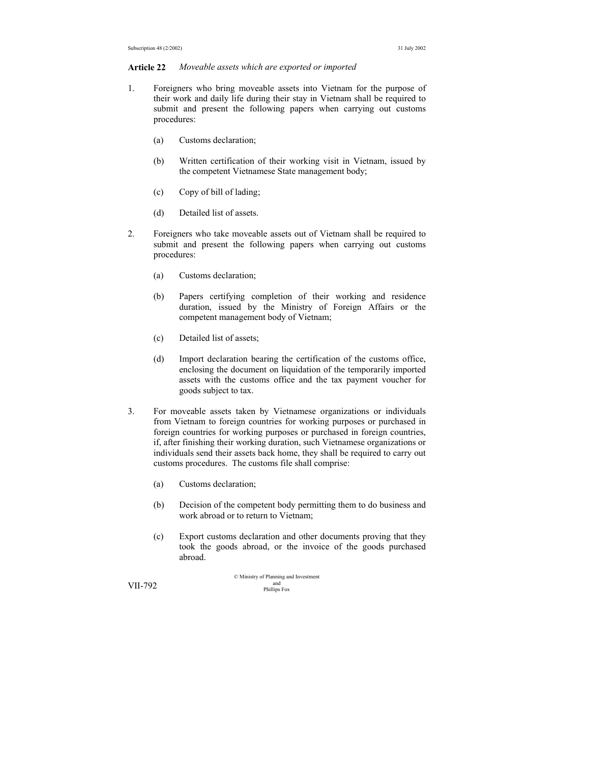**Article 22** *Moveable assets which are exported or imported*

1. Foreigners who bring moveable assets into Vietnam for the purpose of their work and daily life during their stay in Vietnam shall be required to submit and present the following papers when carrying out customs procedures:

   (a) Customs declaration;

   (b) Written certification of their working visit in Vietnam, issued by the competent Vietnamese State management body;

   (c) Copy of bill of lading;

   (d) Detailed list of assets.

2. Foreigners who take moveable assets out of Vietnam shall be required to submit and present the following papers when carrying out customs procedures:

   (a) Customs declaration;

   (b) Papers certifying completion of their working and residence duration, issued by the Ministry of Foreign Affairs or the competent management body of Vietnam;

   (c) Detailed list of assets;

   (d) Import declaration bearing the certification of the customs office, enclosing the document on liquidation of the temporarily imported assets with the customs office and the tax payment voucher for goods subject to tax.

3. For moveable assets taken by Vietnamese organizations or individuals from Vietnam to foreign countries for working purposes or purchased in foreign countries for working purposes or purchased in foreign countries, if, after finishing their working duration, such Vietnamese organizations or individuals send their assets back home, they shall be required to carry out customs procedures. The customs file shall comprise:

   (a) Customs declaration;

   (b) Decision of the competent body permitting them to do business and work abroad or to return to Vietnam;

   (c) Export customs declaration and other documents proving that they took the goods abroad, or the invoice of the goods purchased abroad.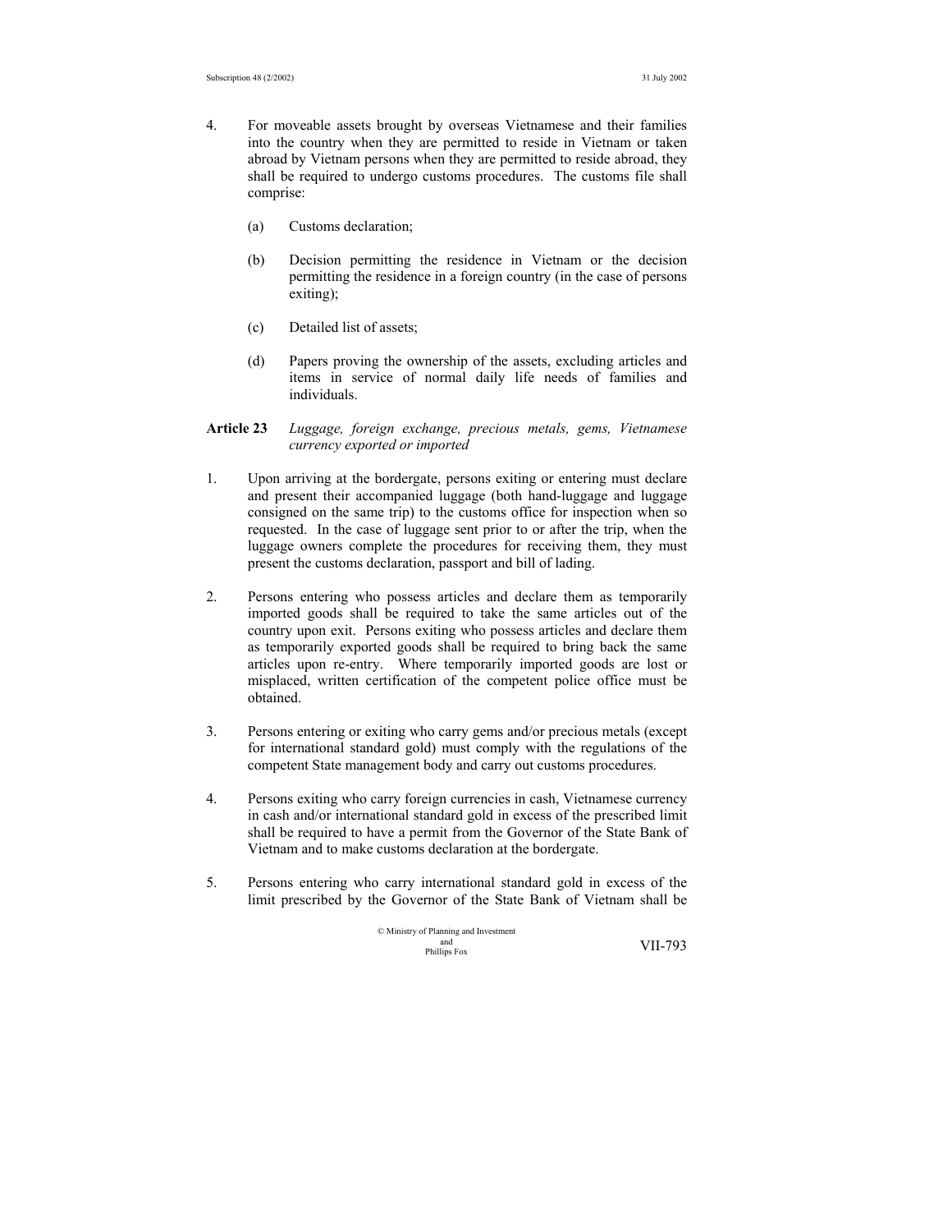4. For moveable assets brought by overseas Vietnamese and their families into the country when they are permitted to reside in Vietnam or taken abroad by Vietnam persons when they are permitted to reside abroad, they shall be required to undergo customs procedures. The customs file shall comprise:

   (a) Customs declaration;

   (b) Decision permitting the residence in Vietnam or the decision permitting the residence in a foreign country (in the case of persons exiting);

   (c) Detailed list of assets;

   (d) Papers proving the ownership of the assets, excluding articles and items in service of normal daily life needs of families and individuals.

**Article 23** *Luggage, foreign exchange, precious metals, gems, Vietnamese currency exported or imported*

1. Upon arriving at the bordergate, persons exiting or entering must declare and present their accompanied luggage (both hand-luggage and luggage consigned on the same trip) to the customs office for inspection when so requested. In the case of luggage sent prior to or after the trip, when the luggage owners complete the procedures for receiving them, they must present the customs declaration, passport and bill of lading.

2. Persons entering who possess articles and declare them as temporarily imported goods shall be required to take the same articles out of the country upon exit. Persons exiting who possess articles and declare them as temporarily exported goods shall be required to bring back the same articles upon re-entry. Where temporarily imported goods are lost or misplaced, written certification of the competent police office must be obtained.

3. Persons entering or exiting who carry gems and/or precious metals (except for international standard gold) must comply with the regulations of the competent State management body and carry out customs procedures.

4. Persons exiting who carry foreign currencies in cash, Vietnamese currency in cash and/or international standard gold in excess of the prescribed limit shall be required to have a permit from the Governor of the State Bank of Vietnam and to make customs declaration at the bordergate.

5. Persons entering who carry international standard gold in excess of the limit prescribed by the Governor of the State Bank of Vietnam shall be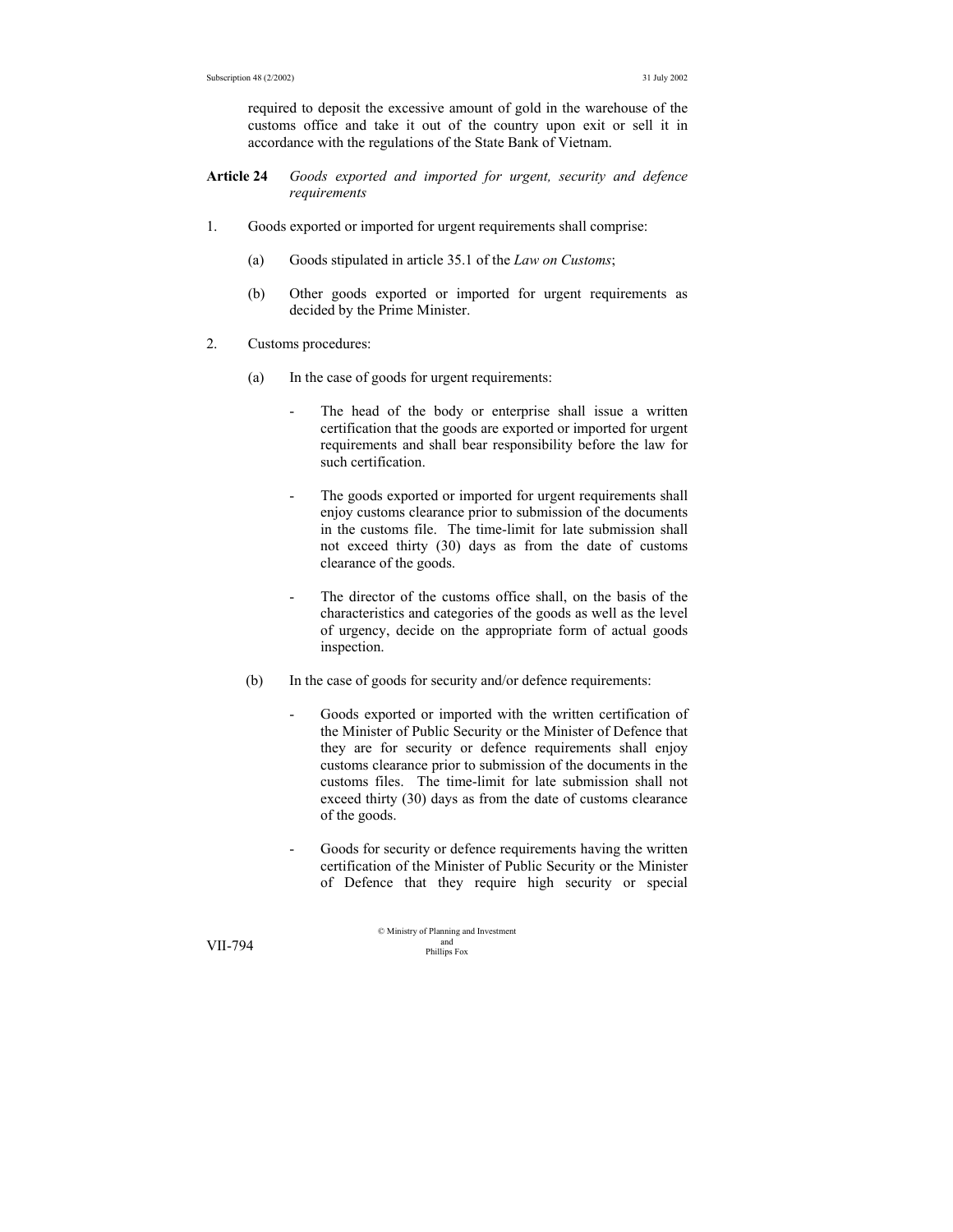required to deposit the excessive amount of gold in the warehouse of the customs office and take it out of the country upon exit or sell it in accordance with the regulations of the State Bank of Vietnam.

**Article 24** *Goods exported and imported for urgent, security and defence requirements*

1. Goods exported or imported for urgent requirements shall comprise:

   (a) Goods stipulated in article 35.1 of the *Law on Customs*;

   (b) Other goods exported or imported for urgent requirements as decided by the Prime Minister.

2. Customs procedures:

   (a) In the case of goods for urgent requirements:

   - The head of the body or enterprise shall issue a written certification that the goods are exported or imported for urgent requirements and shall bear responsibility before the law for such certification.

   - The goods exported or imported for urgent requirements shall enjoy customs clearance prior to submission of the documents in the customs file. The time-limit for late submission shall not exceed thirty (30) days as from the date of customs clearance of the goods.

   - The director of the customs office shall, on the basis of the characteristics and categories of the goods as well as the level of urgency, decide on the appropriate form of actual goods inspection.

   (b) In the case of goods for security and/or defence requirements:

   - Goods exported or imported with the written certification of the Minister of Public Security or the Minister of Defence that they are for security or defence requirements shall enjoy customs clearance prior to submission of the documents in the customs files. The time-limit for late submission shall not exceed thirty (30) days as from the date of customs clearance of the goods.

   - Goods for security or defence requirements having the written certification of the Minister of Public Security or the Minister of Defence that they require high security or special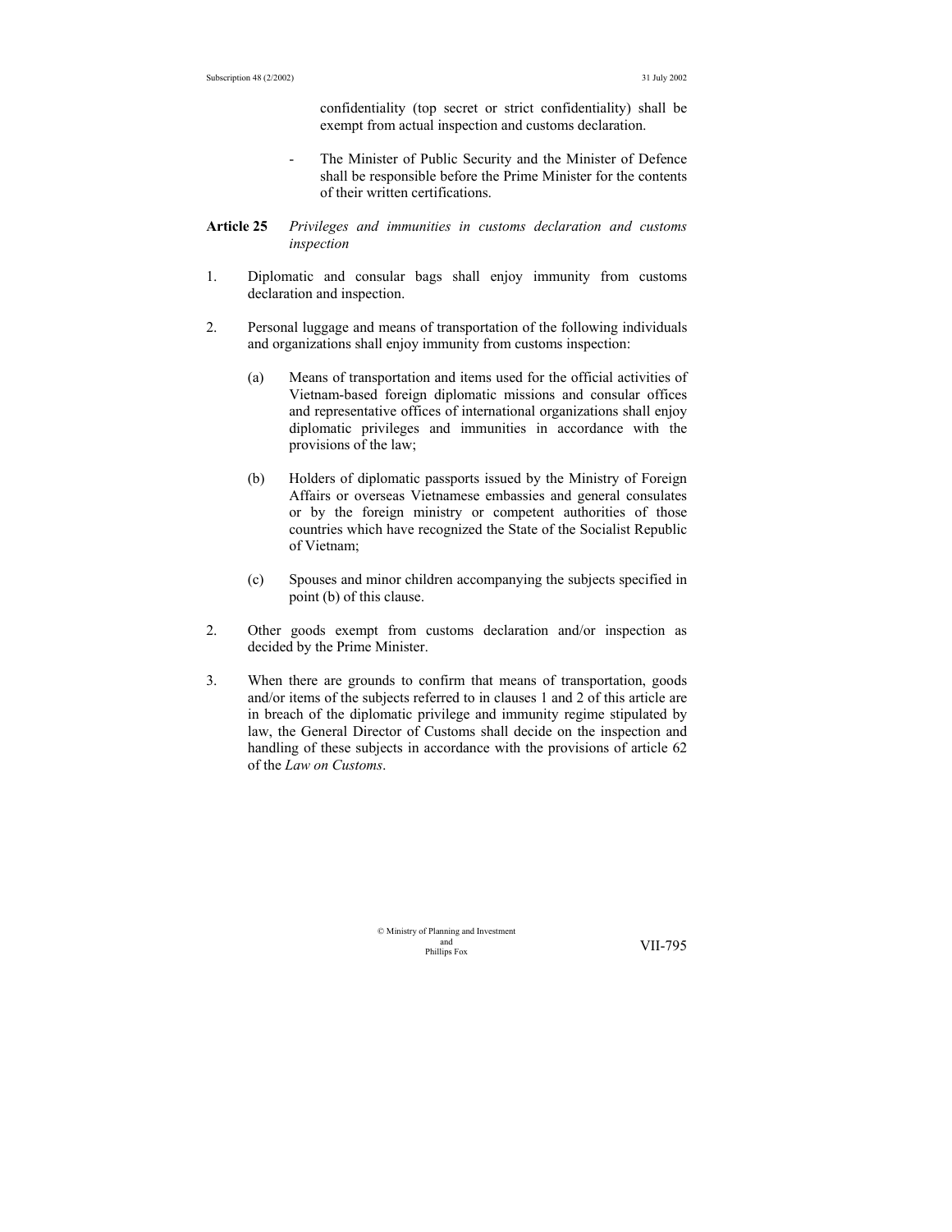confidentiality (top secret or strict confidentiality) shall be exempt from actual inspection and customs declaration.

- The Minister of Public Security and the Minister of Defence shall be responsible before the Prime Minister for the contents of their written certifications.

**Article 25** *Privileges and immunities in customs declaration and customs inspection*

1. Diplomatic and consular bags shall enjoy immunity from customs declaration and inspection.

2. Personal luggage and means of transportation of the following individuals and organizations shall enjoy immunity from customs inspection:

   (a) Means of transportation and items used for the official activities of Vietnam-based foreign diplomatic missions and consular offices and representative offices of international organizations shall enjoy diplomatic privileges and immunities in accordance with the provisions of the law;

   (b) Holders of diplomatic passports issued by the Ministry of Foreign Affairs or overseas Vietnamese embassies and general consulates or by the foreign ministry or competent authorities of those countries which have recognized the State of the Socialist Republic of Vietnam;

   (c) Spouses and minor children accompanying the subjects specified in point (b) of this clause.

2. Other goods exempt from customs declaration and/or inspection as decided by the Prime Minister.

3. When there are grounds to confirm that means of transportation, goods and/or items of the subjects referred to in clauses 1 and 2 of this article are in breach of the diplomatic privilege and immunity regime stipulated by law, the General Director of Customs shall decide on the inspection and handling of these subjects in accordance with the provisions of article 62 of the *Law on Customs*.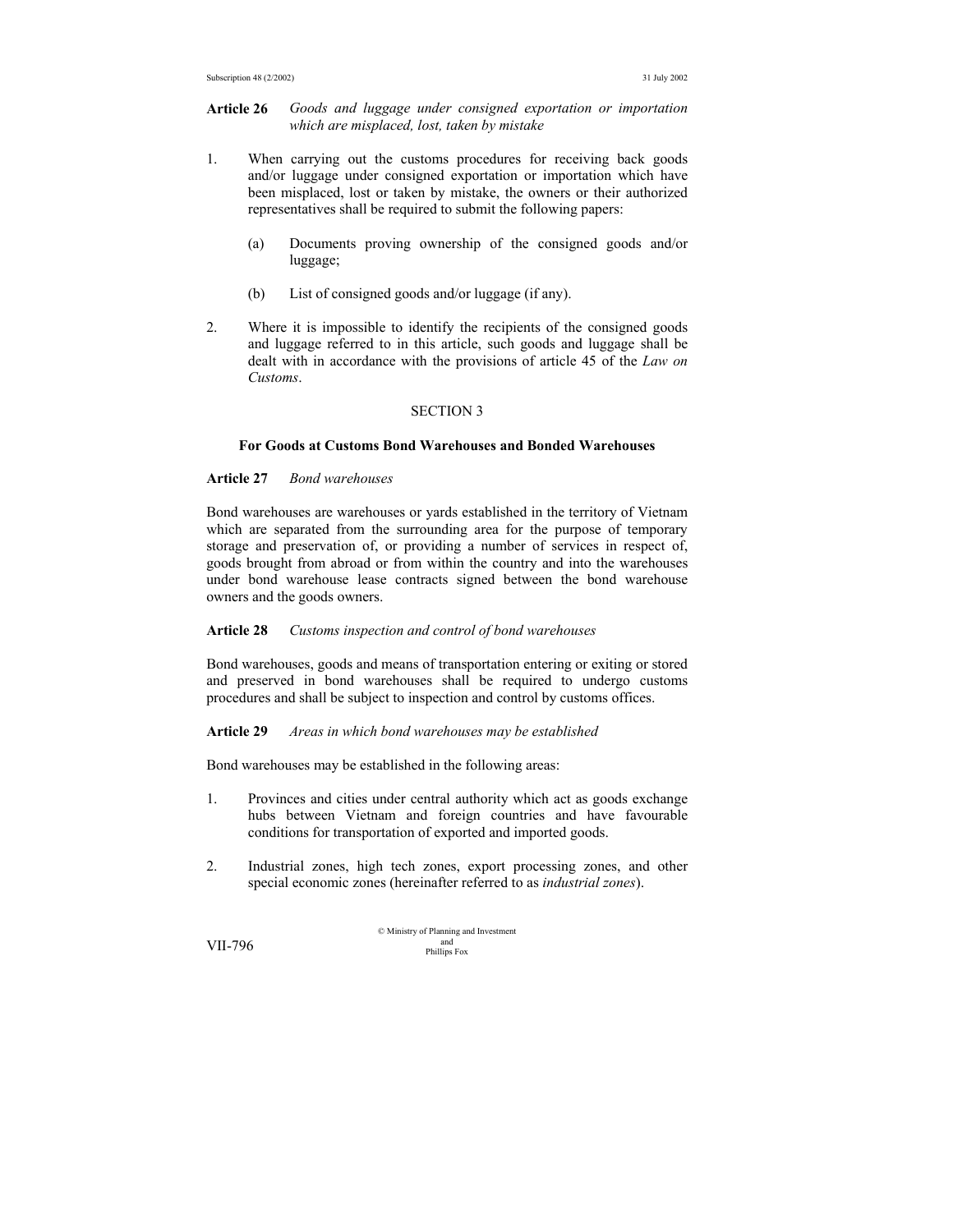**Article 26** *Goods and luggage under consigned exportation or importation which are misplaced, lost, taken by mistake*

1. When carrying out the customs procedures for receiving back goods and/or luggage under consigned exportation or importation which have been misplaced, lost or taken by mistake, the owners or their authorized representatives shall be required to submit the following papers:

   (a) Documents proving ownership of the consigned goods and/or luggage;

   (b) List of consigned goods and/or luggage (if any).

2. Where it is impossible to identify the recipients of the consigned goods and luggage referred to in this article, such goods and luggage shall be dealt with in accordance with the provisions of article 45 of the *Law on Customs*.

## SECTION 3

### For Goods at Customs Bond Warehouses and Bonded Warehouses

**Article 27** *Bond warehouses*

Bond warehouses are warehouses or yards established in the territory of Vietnam which are separated from the surrounding area for the purpose of temporary storage and preservation of, or providing a number of services in respect of, goods brought from abroad or from within the country and into the warehouses under bond warehouse lease contracts signed between the bond warehouse owners and the goods owners.

**Article 28** *Customs inspection and control of bond warehouses*

Bond warehouses, goods and means of transportation entering or exiting or stored and preserved in bond warehouses shall be required to undergo customs procedures and shall be subject to inspection and control by customs offices.

**Article 29** *Areas in which bond warehouses may be established*

Bond warehouses may be established in the following areas:

1. Provinces and cities under central authority which act as goods exchange hubs between Vietnam and foreign countries and have favourable conditions for transportation of exported and imported goods.

2. Industrial zones, high tech zones, export processing zones, and other special economic zones (hereinafter referred to as *industrial zones*).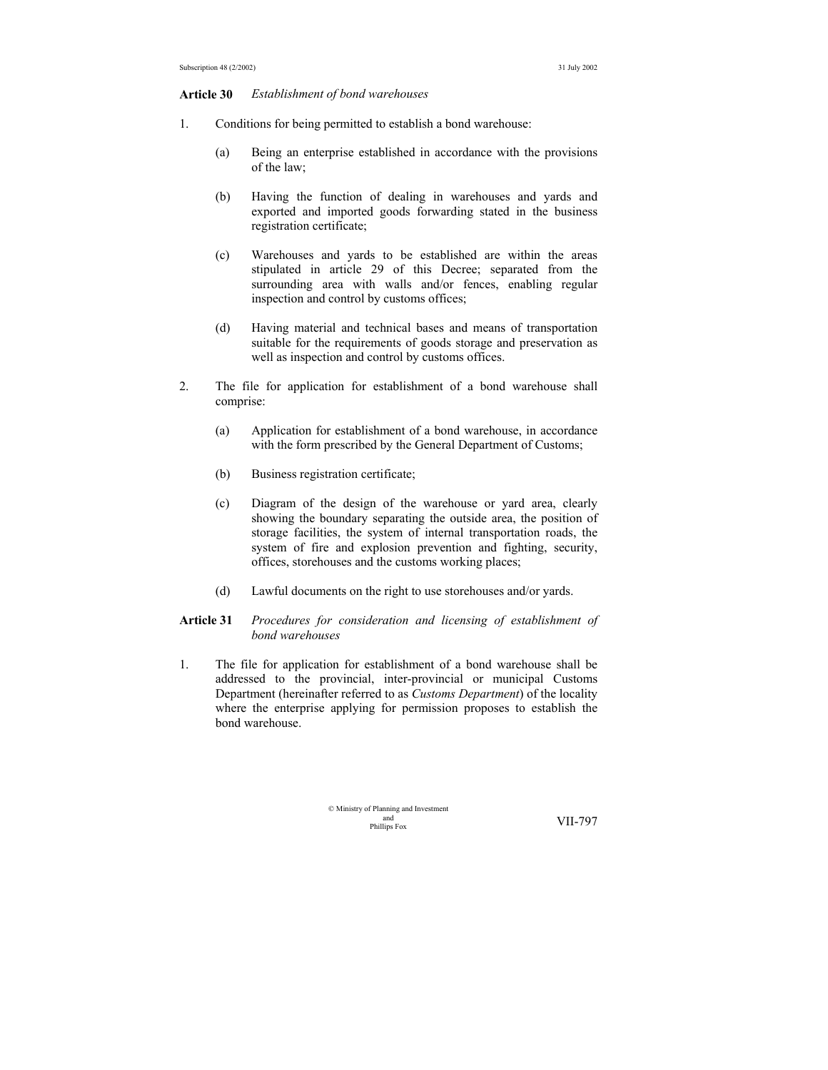**Article 30** *Establishment of bond warehouses*

1. Conditions for being permitted to establish a bond warehouse:

   (a) Being an enterprise established in accordance with the provisions of the law;

   (b) Having the function of dealing in warehouses and yards and exported and imported goods forwarding stated in the business registration certificate;

   (c) Warehouses and yards to be established are within the areas stipulated in article 29 of this Decree; separated from the surrounding area with walls and/or fences, enabling regular inspection and control by customs offices;

   (d) Having material and technical bases and means of transportation suitable for the requirements of goods storage and preservation as well as inspection and control by customs offices.

2. The file for application for establishment of a bond warehouse shall comprise:

   (a) Application for establishment of a bond warehouse, in accordance with the form prescribed by the General Department of Customs;

   (b) Business registration certificate;

   (c) Diagram of the design of the warehouse or yard area, clearly showing the boundary separating the outside area, the position of storage facilities, the system of internal transportation roads, the system of fire and explosion prevention and fighting, security, offices, storehouses and the customs working places;

   (d) Lawful documents on the right to use storehouses and/or yards.

**Article 31** *Procedures for consideration and licensing of establishment of bond warehouses*

1. The file for application for establishment of a bond warehouse shall be addressed to the provincial, inter-provincial or municipal Customs Department (hereinafter referred to as *Customs Department*) of the locality where the enterprise applying for permission proposes to establish the bond warehouse.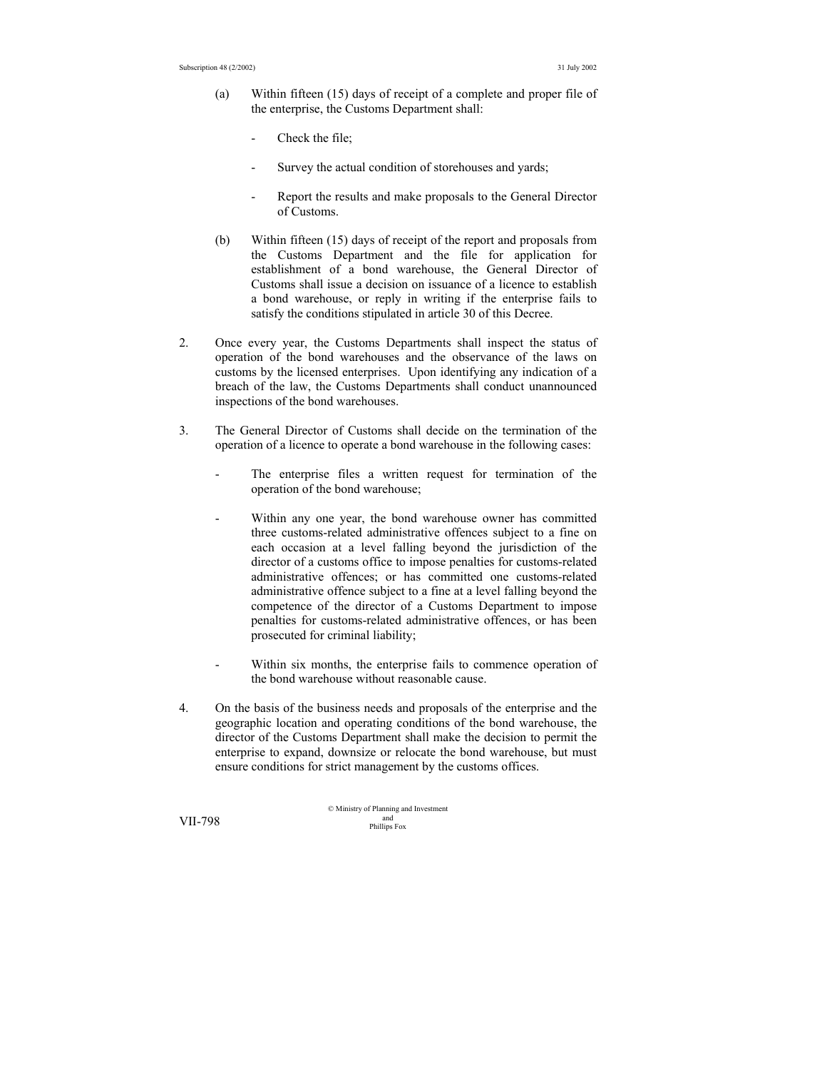(a) Within fifteen (15) days of receipt of a complete and proper file of the enterprise, the Customs Department shall:

- Check the file;

- Survey the actual condition of storehouses and yards;

- Report the results and make proposals to the General Director of Customs.

(b) Within fifteen (15) days of receipt of the report and proposals from the Customs Department and the file for application for establishment of a bond warehouse, the General Director of Customs shall issue a decision on issuance of a licence to establish a bond warehouse, or reply in writing if the enterprise fails to satisfy the conditions stipulated in article 30 of this Decree.

2. Once every year, the Customs Departments shall inspect the status of operation of the bond warehouses and the observance of the laws on customs by the licensed enterprises. Upon identifying any indication of a breach of the law, the Customs Departments shall conduct unannounced inspections of the bond warehouses.

3. The General Director of Customs shall decide on the termination of the operation of a licence to operate a bond warehouse in the following cases:

- The enterprise files a written request for termination of the operation of the bond warehouse;

- Within any one year, the bond warehouse owner has committed three customs-related administrative offences subject to a fine on each occasion at a level falling beyond the jurisdiction of the director of a customs office to impose penalties for customs-related administrative offences; or has committed one customs-related administrative offence subject to a fine at a level falling beyond the competence of the director of a Customs Department to impose penalties for customs-related administrative offences, or has been prosecuted for criminal liability;

- Within six months, the enterprise fails to commence operation of the bond warehouse without reasonable cause.

4. On the basis of the business needs and proposals of the enterprise and the geographic location and operating conditions of the bond warehouse, the director of the Customs Department shall make the decision to permit the enterprise to expand, downsize or relocate the bond warehouse, but must ensure conditions for strict management by the customs offices.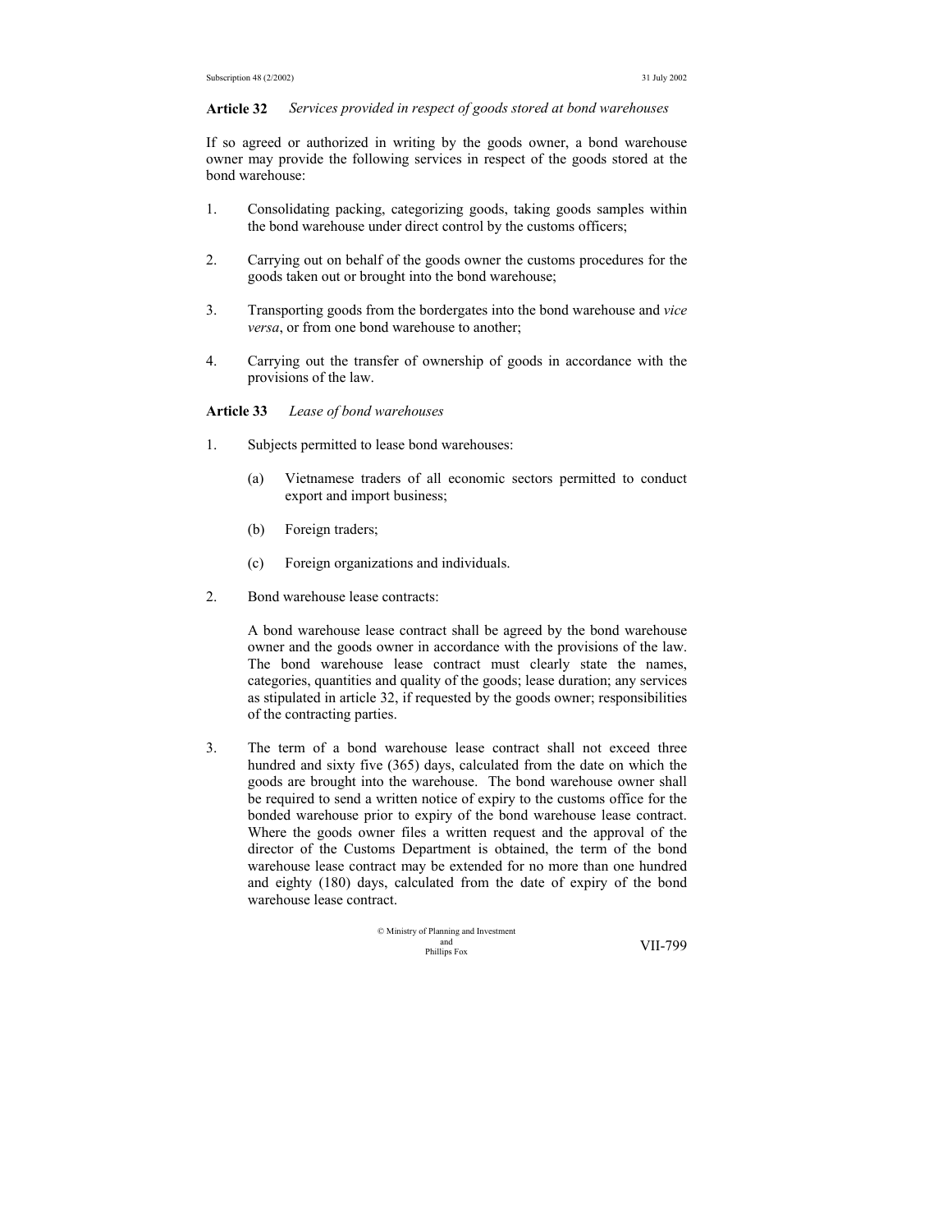**Article 32** *Services provided in respect of goods stored at bond warehouses*

If so agreed or authorized in writing by the goods owner, a bond warehouse owner may provide the following services in respect of the goods stored at the bond warehouse:

1. Consolidating packing, categorizing goods, taking goods samples within the bond warehouse under direct control by the customs officers;

2. Carrying out on behalf of the goods owner the customs procedures for the goods taken out or brought into the bond warehouse;

3. Transporting goods from the bordergates into the bond warehouse and *vice versa*, or from one bond warehouse to another;

4. Carrying out the transfer of ownership of goods in accordance with the provisions of the law.

**Article 33** *Lease of bond warehouses*

1. Subjects permitted to lease bond warehouses:

   (a) Vietnamese traders of all economic sectors permitted to conduct export and import business;

   (b) Foreign traders;

   (c) Foreign organizations and individuals.

2. Bond warehouse lease contracts:

   A bond warehouse lease contract shall be agreed by the bond warehouse owner and the goods owner in accordance with the provisions of the law. The bond warehouse lease contract must clearly state the names, categories, quantities and quality of the goods; lease duration; any services as stipulated in article 32, if requested by the goods owner; responsibilities of the contracting parties.

3. The term of a bond warehouse lease contract shall not exceed three hundred and sixty five (365) days, calculated from the date on which the goods are brought into the warehouse. The bond warehouse owner shall be required to send a written notice of expiry to the customs office for the bonded warehouse prior to expiry of the bond warehouse lease contract. Where the goods owner files a written request and the approval of the director of the Customs Department is obtained, the term of the bond warehouse lease contract may be extended for no more than one hundred and eighty (180) days, calculated from the date of expiry of the bond warehouse lease contract.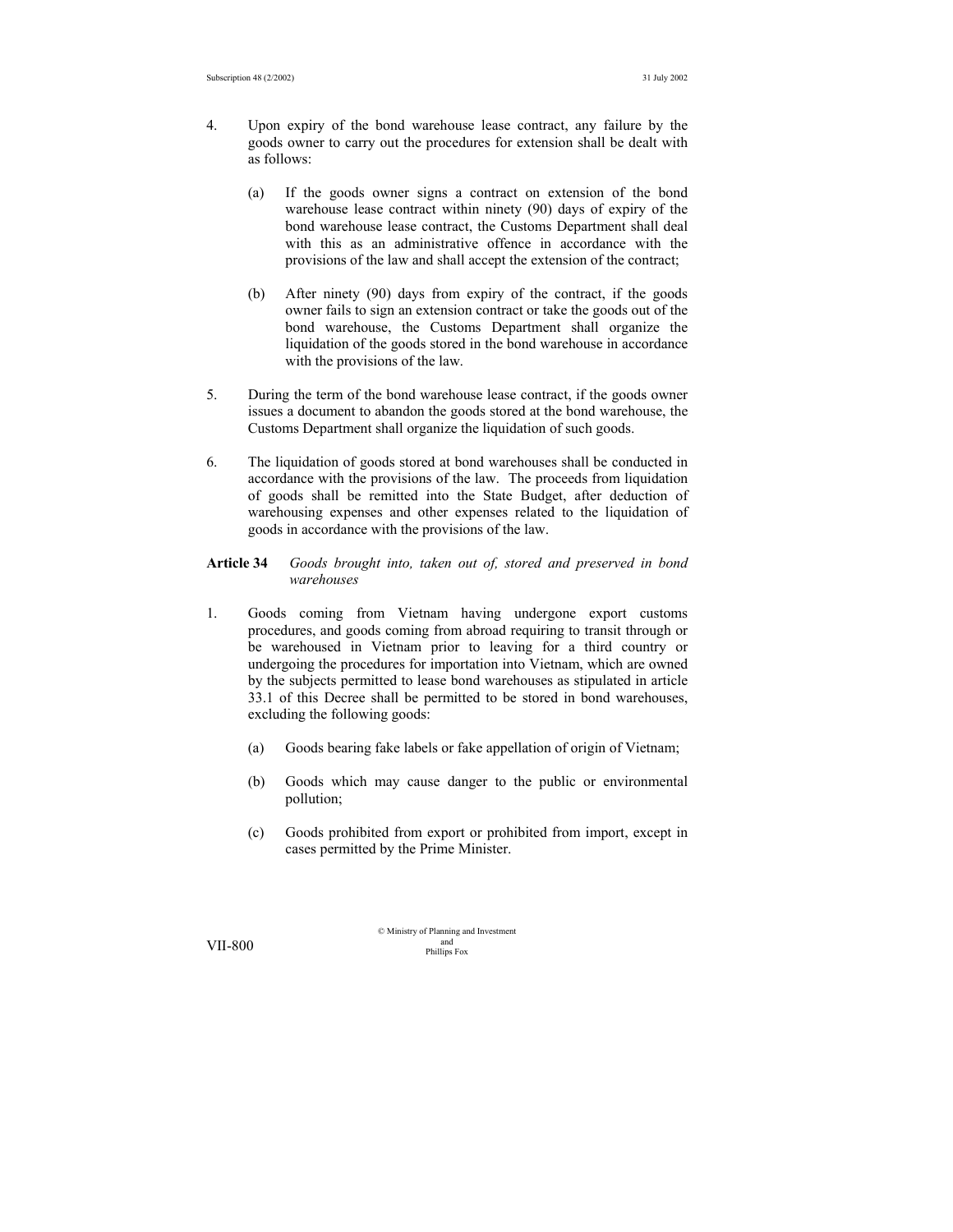4. Upon expiry of the bond warehouse lease contract, any failure by the goods owner to carry out the procedures for extension shall be dealt with as follows:

   (a) If the goods owner signs a contract on extension of the bond warehouse lease contract within ninety (90) days of expiry of the bond warehouse lease contract, the Customs Department shall deal with this as an administrative offence in accordance with the provisions of the law and shall accept the extension of the contract;

   (b) After ninety (90) days from expiry of the contract, if the goods owner fails to sign an extension contract or take the goods out of the bond warehouse, the Customs Department shall organize the liquidation of the goods stored in the bond warehouse in accordance with the provisions of the law.

5. During the term of the bond warehouse lease contract, if the goods owner issues a document to abandon the goods stored at the bond warehouse, the Customs Department shall organize the liquidation of such goods.

6. The liquidation of goods stored at bond warehouses shall be conducted in accordance with the provisions of the law. The proceeds from liquidation of goods shall be remitted into the State Budget, after deduction of warehousing expenses and other expenses related to the liquidation of goods in accordance with the provisions of the law.

**Article 34** *Goods brought into, taken out of, stored and preserved in bond warehouses*

1. Goods coming from Vietnam having undergone export customs procedures, and goods coming from abroad requiring to transit through or be warehoused in Vietnam prior to leaving for a third country or undergoing the procedures for importation into Vietnam, which are owned by the subjects permitted to lease bond warehouses as stipulated in article 33.1 of this Decree shall be permitted to be stored in bond warehouses, excluding the following goods:

   (a) Goods bearing fake labels or fake appellation of origin of Vietnam;

   (b) Goods which may cause danger to the public or environmental pollution;

   (c) Goods prohibited from export or prohibited from import, except in cases permitted by the Prime Minister.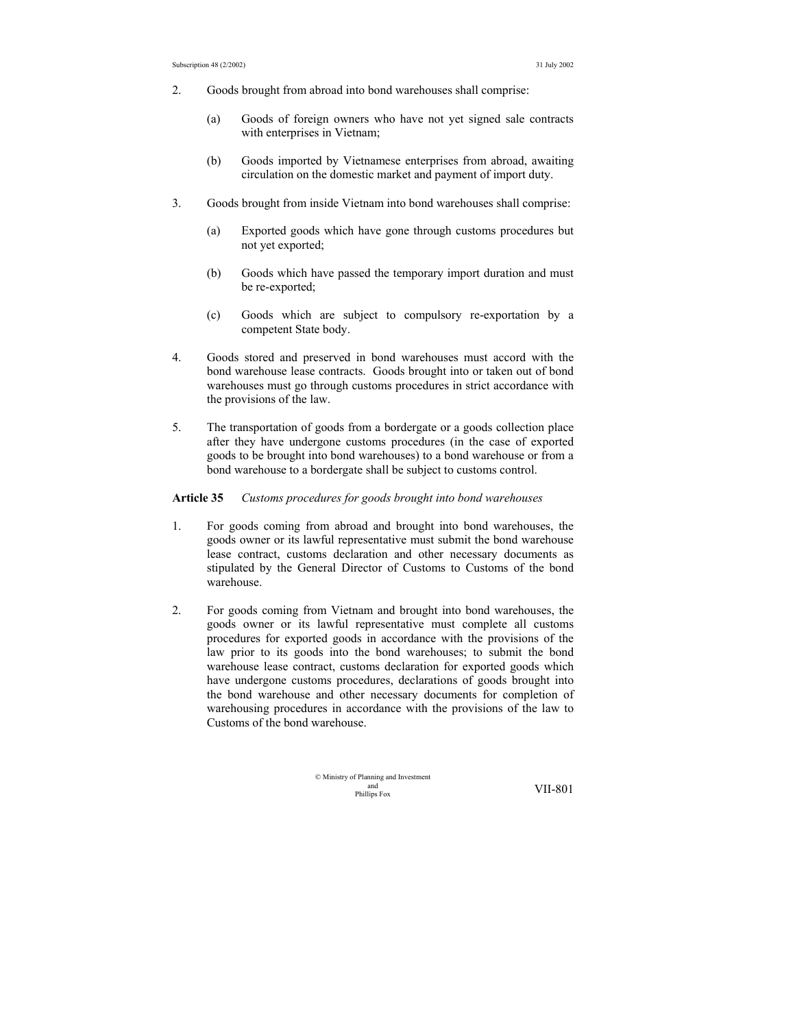2. Goods brought from abroad into bond warehouses shall comprise:

   (a) Goods of foreign owners who have not yet signed sale contracts with enterprises in Vietnam;

   (b) Goods imported by Vietnamese enterprises from abroad, awaiting circulation on the domestic market and payment of import duty.

3. Goods brought from inside Vietnam into bond warehouses shall comprise:

   (a) Exported goods which have gone through customs procedures but not yet exported;

   (b) Goods which have passed the temporary import duration and must be re-exported;

   (c) Goods which are subject to compulsory re-exportation by a competent State body.

4. Goods stored and preserved in bond warehouses must accord with the bond warehouse lease contracts. Goods brought into or taken out of bond warehouses must go through customs procedures in strict accordance with the provisions of the law.

5. The transportation of goods from a bordergate or a goods collection place after they have undergone customs procedures (in the case of exported goods to be brought into bond warehouses) to a bond warehouse or from a bond warehouse to a bordergate shall be subject to customs control.

**Article 35** *Customs procedures for goods brought into bond warehouses*

1. For goods coming from abroad and brought into bond warehouses, the goods owner or its lawful representative must submit the bond warehouse lease contract, customs declaration and other necessary documents as stipulated by the General Director of Customs to Customs of the bond warehouse.

2. For goods coming from Vietnam and brought into bond warehouses, the goods owner or its lawful representative must complete all customs procedures for exported goods in accordance with the provisions of the law prior to its goods into the bond warehouses; to submit the bond warehouse lease contract, customs declaration for exported goods which have undergone customs procedures, declarations of goods brought into the bond warehouse and other necessary documents for completion of warehousing procedures in accordance with the provisions of the law to Customs of the bond warehouse.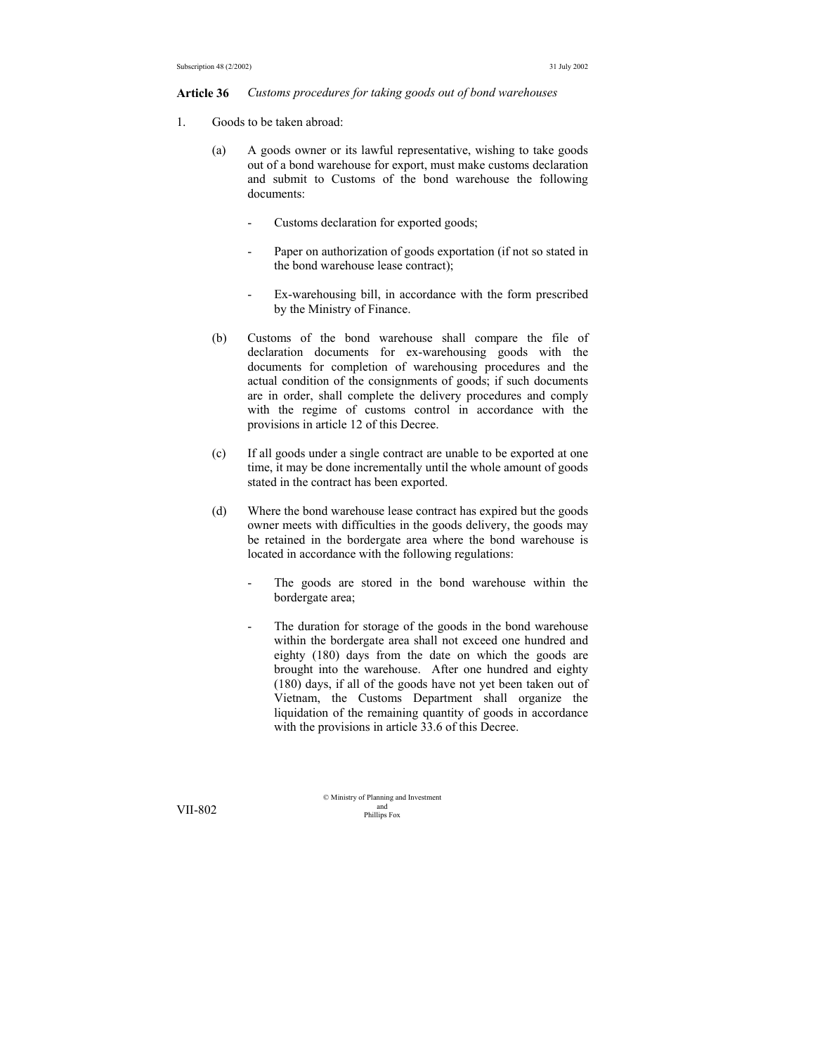**Article 36** *Customs procedures for taking goods out of bond warehouses*

1. Goods to be taken abroad:

   (a) A goods owner or its lawful representative, wishing to take goods out of a bond warehouse for export, must make customs declaration and submit to Customs of the bond warehouse the following documents:

   - Customs declaration for exported goods;

   - Paper on authorization of goods exportation (if not so stated in the bond warehouse lease contract);

   - Ex-warehousing bill, in accordance with the form prescribed by the Ministry of Finance.

   (b) Customs of the bond warehouse shall compare the file of declaration documents for ex-warehousing goods with the documents for completion of warehousing procedures and the actual condition of the consignments of goods; if such documents are in order, shall complete the delivery procedures and comply with the regime of customs control in accordance with the provisions in article 12 of this Decree.

   (c) If all goods under a single contract are unable to be exported at one time, it may be done incrementally until the whole amount of goods stated in the contract has been exported.

   (d) Where the bond warehouse lease contract has expired but the goods owner meets with difficulties in the goods delivery, the goods may be retained in the bordergate area where the bond warehouse is located in accordance with the following regulations:

   - The goods are stored in the bond warehouse within the bordergate area;

   - The duration for storage of the goods in the bond warehouse within the bordergate area shall not exceed one hundred and eighty (180) days from the date on which the goods are brought into the warehouse. After one hundred and eighty (180) days, if all of the goods have not yet been taken out of Vietnam, the Customs Department shall organize the liquidation of the remaining quantity of goods in accordance with the provisions in article 33.6 of this Decree.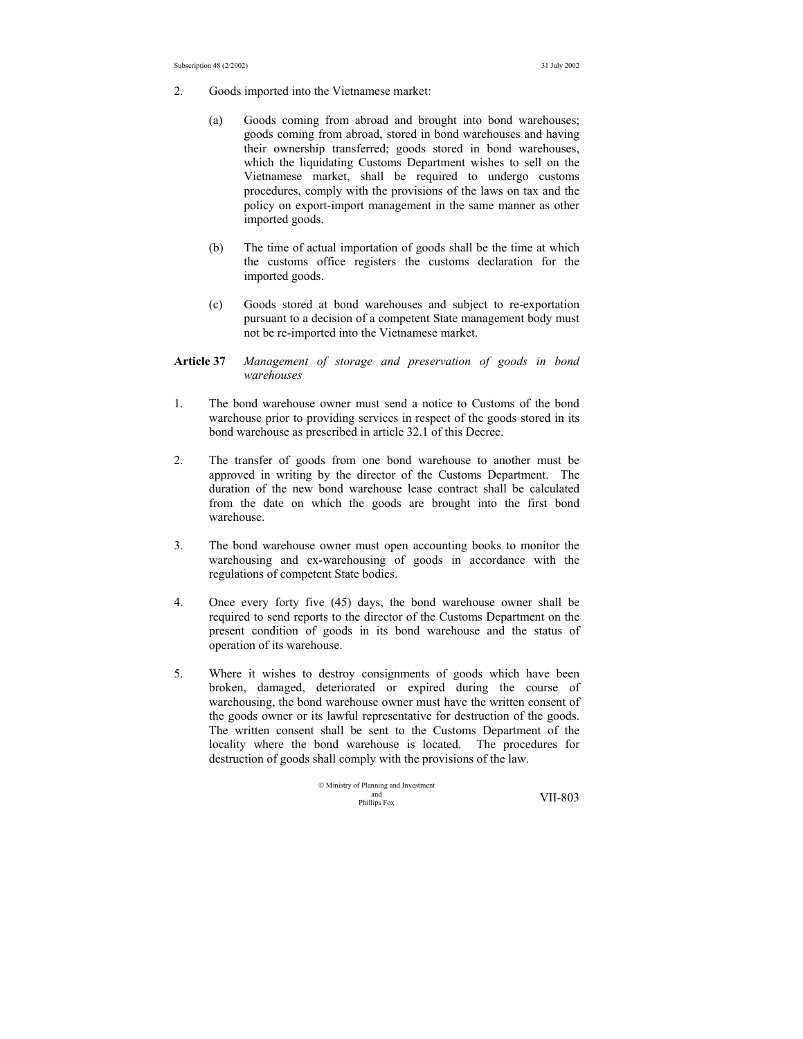2. Goods imported into the Vietnamese market:

   (a) Goods coming from abroad and brought into bond warehouses; goods coming from abroad, stored in bond warehouses and having their ownership transferred; goods stored in bond warehouses, which the liquidating Customs Department wishes to sell on the Vietnamese market, shall be required to undergo customs procedures, comply with the provisions of the laws on tax and the policy on export-import management in the same manner as other imported goods.

   (b) The time of actual importation of goods shall be the time at which the customs office registers the customs declaration for the imported goods.

   (c) Goods stored at bond warehouses and subject to re-exportation pursuant to a decision of a competent State management body must not be re-imported into the Vietnamese market.

**Article 37** *Management of storage and preservation of goods in bond warehouses*

1. The bond warehouse owner must send a notice to Customs of the bond warehouse prior to providing services in respect of the goods stored in its bond warehouse as prescribed in article 32.1 of this Decree.

2. The transfer of goods from one bond warehouse to another must be approved in writing by the director of the Customs Department. The duration of the new bond warehouse lease contract shall be calculated from the date on which the goods are brought into the first bond warehouse.

3. The bond warehouse owner must open accounting books to monitor the warehousing and ex-warehousing of goods in accordance with the regulations of competent State bodies.

4. Once every forty five (45) days, the bond warehouse owner shall be required to send reports to the director of the Customs Department on the present condition of goods in its bond warehouse and the status of operation of its warehouse.

5. Where it wishes to destroy consignments of goods which have been broken, damaged, deteriorated or expired during the course of warehousing, the bond warehouse owner must have the written consent of the goods owner or its lawful representative for destruction of the goods. The written consent shall be sent to the Customs Department of the locality where the bond warehouse is located. The procedures for destruction of goods shall comply with the provisions of the law.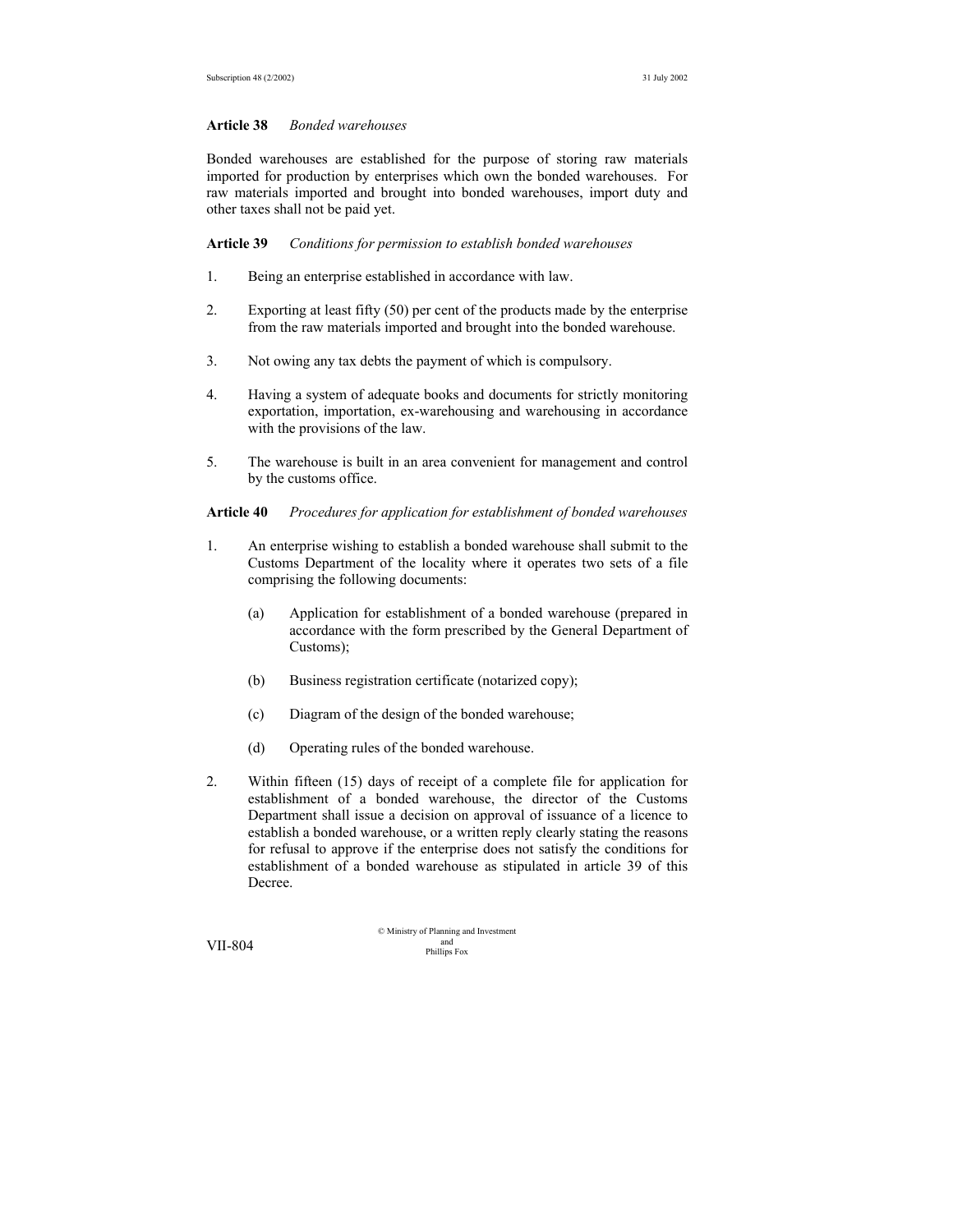**Article 38** *Bonded warehouses*

Bonded warehouses are established for the purpose of storing raw materials imported for production by enterprises which own the bonded warehouses. For raw materials imported and brought into bonded warehouses, import duty and other taxes shall not be paid yet.

**Article 39** *Conditions for permission to establish bonded warehouses*

1. Being an enterprise established in accordance with law.

2. Exporting at least fifty (50) per cent of the products made by the enterprise from the raw materials imported and brought into the bonded warehouse.

3. Not owing any tax debts the payment of which is compulsory.

4. Having a system of adequate books and documents for strictly monitoring exportation, importation, ex-warehousing and warehousing in accordance with the provisions of the law.

5. The warehouse is built in an area convenient for management and control by the customs office.

**Article 40** *Procedures for application for establishment of bonded warehouses*

1. An enterprise wishing to establish a bonded warehouse shall submit to the Customs Department of the locality where it operates two sets of a file comprising the following documents:

   (a) Application for establishment of a bonded warehouse (prepared in accordance with the form prescribed by the General Department of Customs);

   (b) Business registration certificate (notarized copy);

   (c) Diagram of the design of the bonded warehouse;

   (d) Operating rules of the bonded warehouse.

2. Within fifteen (15) days of receipt of a complete file for application for establishment of a bonded warehouse, the director of the Customs Department shall issue a decision on approval of issuance of a licence to establish a bonded warehouse, or a written reply clearly stating the reasons for refusal to approve if the enterprise does not satisfy the conditions for establishment of a bonded warehouse as stipulated in article 39 of this Decree.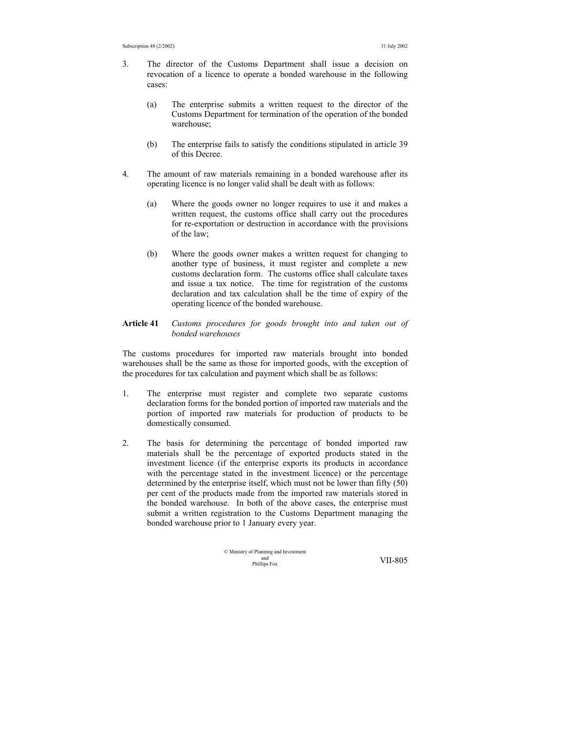3. The director of the Customs Department shall issue a decision on revocation of a licence to operate a bonded warehouse in the following cases:

   (a) The enterprise submits a written request to the director of the Customs Department for termination of the operation of the bonded warehouse;

   (b) The enterprise fails to satisfy the conditions stipulated in article 39 of this Decree.

4. The amount of raw materials remaining in a bonded warehouse after its operating licence is no longer valid shall be dealt with as follows:

   (a) Where the goods owner no longer requires to use it and makes a written request, the customs office shall carry out the procedures for re-exportation or destruction in accordance with the provisions of the law;

   (b) Where the goods owner makes a written request for changing to another type of business, it must register and complete a new customs declaration form. The customs office shall calculate taxes and issue a tax notice. The time for registration of the customs declaration and tax calculation shall be the time of expiry of the operating licence of the bonded warehouse.

**Article 41** *Customs procedures for goods brought into and taken out of bonded warehouses*

The customs procedures for imported raw materials brought into bonded warehouses shall be the same as those for imported goods, with the exception of the procedures for tax calculation and payment which shall be as follows:

1. The enterprise must register and complete two separate customs declaration forms for the bonded portion of imported raw materials and the portion of imported raw materials for production of products to be domestically consumed.

2. The basis for determining the percentage of bonded imported raw materials shall be the percentage of exported products stated in the investment licence (if the enterprise exports its products in accordance with the percentage stated in the investment licence) or the percentage determined by the enterprise itself, which must not be lower than fifty (50) per cent of the products made from the imported raw materials stored in the bonded warehouse. In both of the above cases, the enterprise must submit a written registration to the Customs Department managing the bonded warehouse prior to 1 January every year.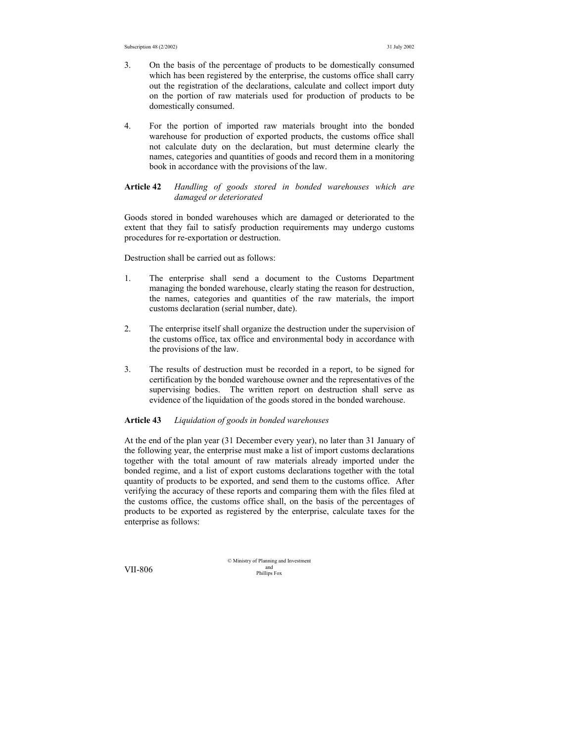3. On the basis of the percentage of products to be domestically consumed which has been registered by the enterprise, the customs office shall carry out the registration of the declarations, calculate and collect import duty on the portion of raw materials used for production of products to be domestically consumed.

4. For the portion of imported raw materials brought into the bonded warehouse for production of exported products, the customs office shall not calculate duty on the declaration, but must determine clearly the names, categories and quantities of goods and record them in a monitoring book in accordance with the provisions of the law.

**Article 42** *Handling of goods stored in bonded warehouses which are damaged or deteriorated*

Goods stored in bonded warehouses which are damaged or deteriorated to the extent that they fail to satisfy production requirements may undergo customs procedures for re-exportation or destruction.

Destruction shall be carried out as follows:

1. The enterprise shall send a document to the Customs Department managing the bonded warehouse, clearly stating the reason for destruction, the names, categories and quantities of the raw materials, the import customs declaration (serial number, date).

2. The enterprise itself shall organize the destruction under the supervision of the customs office, tax office and environmental body in accordance with the provisions of the law.

3. The results of destruction must be recorded in a report, to be signed for certification by the bonded warehouse owner and the representatives of the supervising bodies. The written report on destruction shall serve as evidence of the liquidation of the goods stored in the bonded warehouse.

**Article 43** *Liquidation of goods in bonded warehouses*

At the end of the plan year (31 December every year), no later than 31 January of the following year, the enterprise must make a list of import customs declarations together with the total amount of raw materials already imported under the bonded regime, and a list of export customs declarations together with the total quantity of products to be exported, and send them to the customs office. After verifying the accuracy of these reports and comparing them with the files filed at the customs office, the customs office shall, on the basis of the percentages of products to be exported as registered by the enterprise, calculate taxes for the enterprise as follows: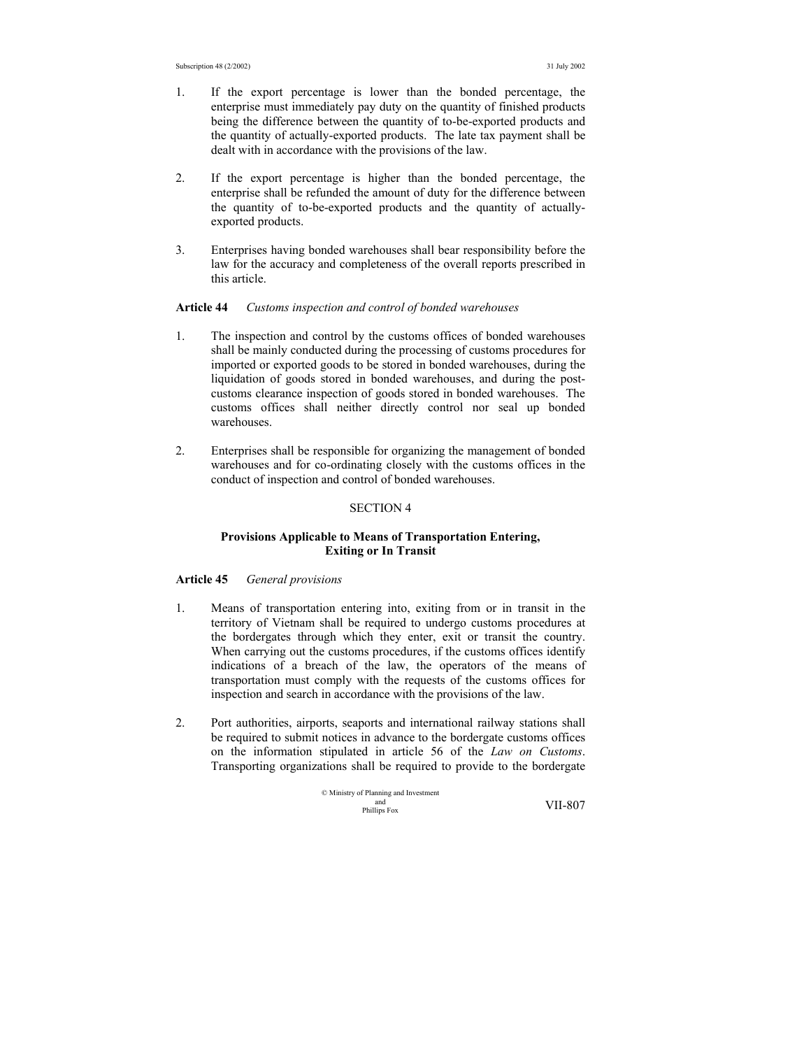1. If the export percentage is lower than the bonded percentage, the enterprise must immediately pay duty on the quantity of finished products being the difference between the quantity of to-be-exported products and the quantity of actually-exported products. The late tax payment shall be dealt with in accordance with the provisions of the law.

2. If the export percentage is higher than the bonded percentage, the enterprise shall be refunded the amount of duty for the difference between the quantity of to-be-exported products and the quantity of actually-exported products.

3. Enterprises having bonded warehouses shall bear responsibility before the law for the accuracy and completeness of the overall reports prescribed in this article.

**Article 44** *Customs inspection and control of bonded warehouses*

1. The inspection and control by the customs offices of bonded warehouses shall be mainly conducted during the processing of customs procedures for imported or exported goods to be stored in bonded warehouses, during the liquidation of goods stored in bonded warehouses, and during the post-customs clearance inspection of goods stored in bonded warehouses. The customs offices shall neither directly control nor seal up bonded warehouses.

2. Enterprises shall be responsible for organizing the management of bonded warehouses and for co-ordinating closely with the customs offices in the conduct of inspection and control of bonded warehouses.

## SECTION 4

### Provisions Applicable to Means of Transportation Entering, Exiting or In Transit

**Article 45** *General provisions*

1. Means of transportation entering into, exiting from or in transit in the territory of Vietnam shall be required to undergo customs procedures at the bordergates through which they enter, exit or transit the country. When carrying out the customs procedures, if the customs offices identify indications of a breach of the law, the operators of the means of transportation must comply with the requests of the customs offices for inspection and search in accordance with the provisions of the law.

2. Port authorities, airports, seaports and international railway stations shall be required to submit notices in advance to the bordergate customs offices on the information stipulated in article 56 of the *Law on Customs*. Transporting organizations shall be required to provide to the bordergate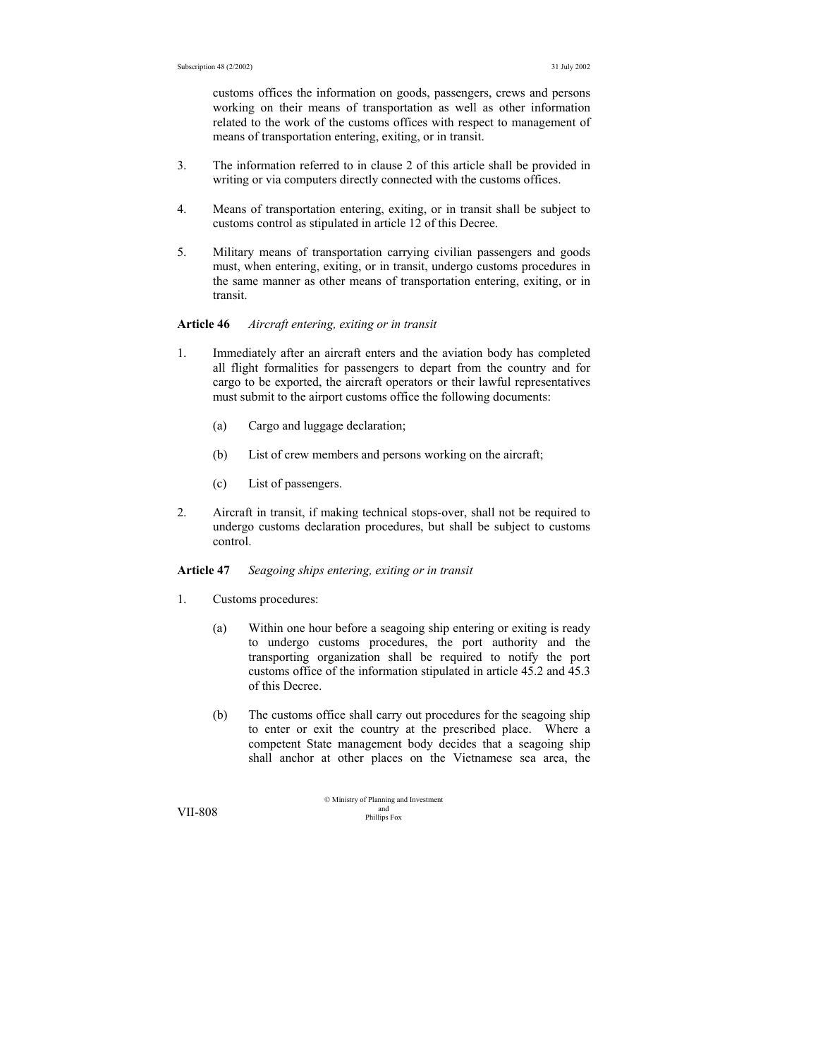customs offices the information on goods, passengers, crews and persons working on their means of transportation as well as other information related to the work of the customs offices with respect to management of means of transportation entering, exiting, or in transit.

3. The information referred to in clause 2 of this article shall be provided in writing or via computers directly connected with the customs offices.

4. Means of transportation entering, exiting, or in transit shall be subject to customs control as stipulated in article 12 of this Decree.

5. Military means of transportation carrying civilian passengers and goods must, when entering, exiting, or in transit, undergo customs procedures in the same manner as other means of transportation entering, exiting, or in transit.

**Article 46** *Aircraft entering, exiting or in transit*

1. Immediately after an aircraft enters and the aviation body has completed all flight formalities for passengers to depart from the country and for cargo to be exported, the aircraft operators or their lawful representatives must submit to the airport customs office the following documents:

   (a) Cargo and luggage declaration;

   (b) List of crew members and persons working on the aircraft;

   (c) List of passengers.

2. Aircraft in transit, if making technical stops-over, shall not be required to undergo customs declaration procedures, but shall be subject to customs control.

**Article 47** *Seagoing ships entering, exiting or in transit*

1. Customs procedures:

   (a) Within one hour before a seagoing ship entering or exiting is ready to undergo customs procedures, the port authority and the transporting organization shall be required to notify the port customs office of the information stipulated in article 45.2 and 45.3 of this Decree.

   (b) The customs office shall carry out procedures for the seagoing ship to enter or exit the country at the prescribed place. Where a competent State management body decides that a seagoing ship shall anchor at other places on the Vietnamese sea area, the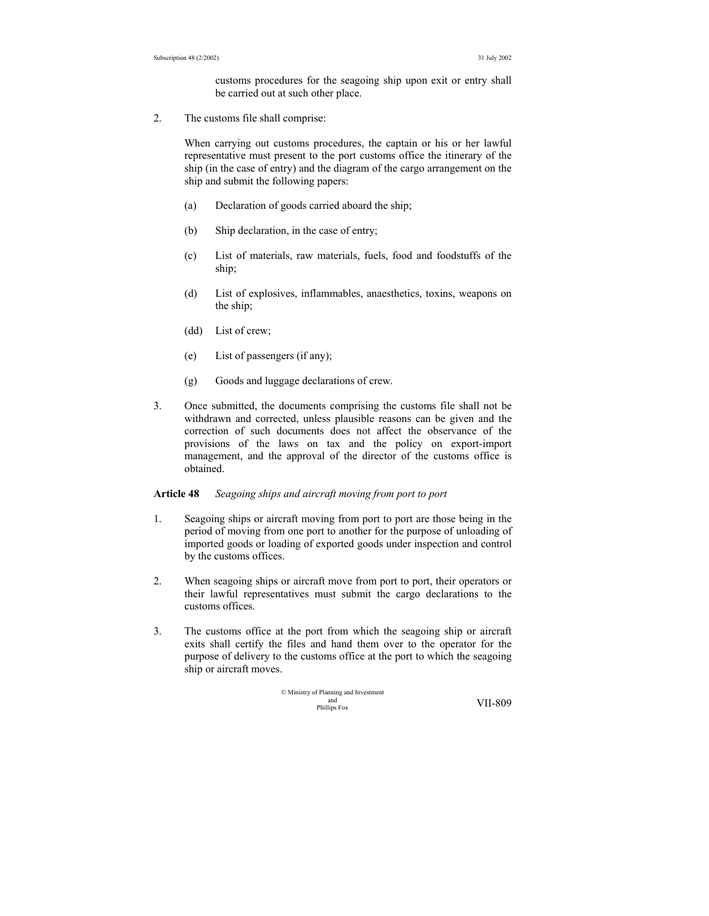customs procedures for the seagoing ship upon exit or entry shall be carried out at such other place.

2. The customs file shall comprise:

When carrying out customs procedures, the captain or his or her lawful representative must present to the port customs office the itinerary of the ship (in the case of entry) and the diagram of the cargo arrangement on the ship and submit the following papers:

(a) Declaration of goods carried aboard the ship;

(b) Ship declaration, in the case of entry;

(c) List of materials, raw materials, fuels, food and foodstuffs of the ship;

(d) List of explosives, inflammables, anaesthetics, toxins, weapons on the ship;

(dd) List of crew;

(e) List of passengers (if any);

(g) Goods and luggage declarations of crew.

3. Once submitted, the documents comprising the customs file shall not be withdrawn and corrected, unless plausible reasons can be given and the correction of such documents does not affect the observance of the provisions of the laws on tax and the policy on export-import management, and the approval of the director of the customs office is obtained.

**Article 48** *Seagoing ships and aircraft moving from port to port*

1. Seagoing ships or aircraft moving from port to port are those being in the period of moving from one port to another for the purpose of unloading of imported goods or loading of exported goods under inspection and control by the customs offices.

2. When seagoing ships or aircraft move from port to port, their operators or their lawful representatives must submit the cargo declarations to the customs offices.

3. The customs office at the port from which the seagoing ship or aircraft exits shall certify the files and hand them over to the operator for the purpose of delivery to the customs office at the port to which the seagoing ship or aircraft moves.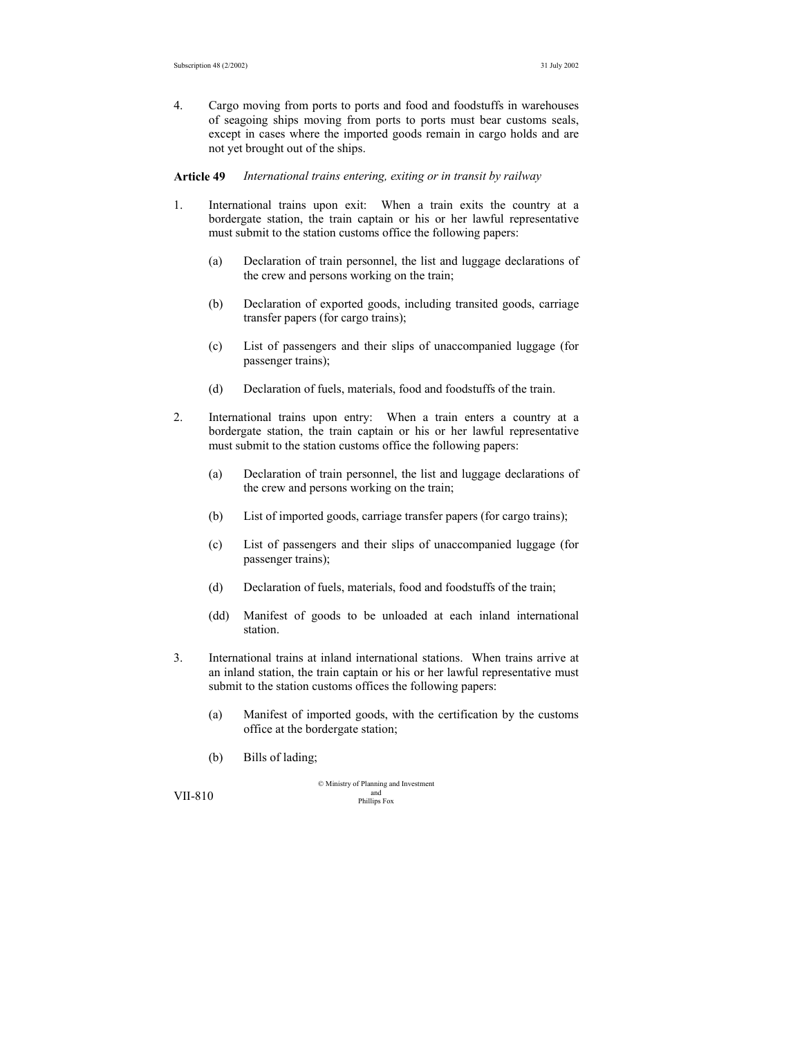4. Cargo moving from ports to ports and food and foodstuffs in warehouses of seagoing ships moving from ports to ports must bear customs seals, except in cases where the imported goods remain in cargo holds and are not yet brought out of the ships.

**Article 49** *International trains entering, exiting or in transit by railway*

1. International trains upon exit: When a train exits the country at a bordergate station, the train captain or his or her lawful representative must submit to the station customs office the following papers:

   (a) Declaration of train personnel, the list and luggage declarations of the crew and persons working on the train;

   (b) Declaration of exported goods, including transited goods, carriage transfer papers (for cargo trains);

   (c) List of passengers and their slips of unaccompanied luggage (for passenger trains);

   (d) Declaration of fuels, materials, food and foodstuffs of the train.

2. International trains upon entry: When a train enters a country at a bordergate station, the train captain or his or her lawful representative must submit to the station customs office the following papers:

   (a) Declaration of train personnel, the list and luggage declarations of the crew and persons working on the train;

   (b) List of imported goods, carriage transfer papers (for cargo trains);

   (c) List of passengers and their slips of unaccompanied luggage (for passenger trains);

   (d) Declaration of fuels, materials, food and foodstuffs of the train;

   (dd) Manifest of goods to be unloaded at each inland international station.

3. International trains at inland international stations. When trains arrive at an inland station, the train captain or his or her lawful representative must submit to the station customs offices the following papers:

   (a) Manifest of imported goods, with the certification by the customs office at the bordergate station;

   (b) Bills of lading;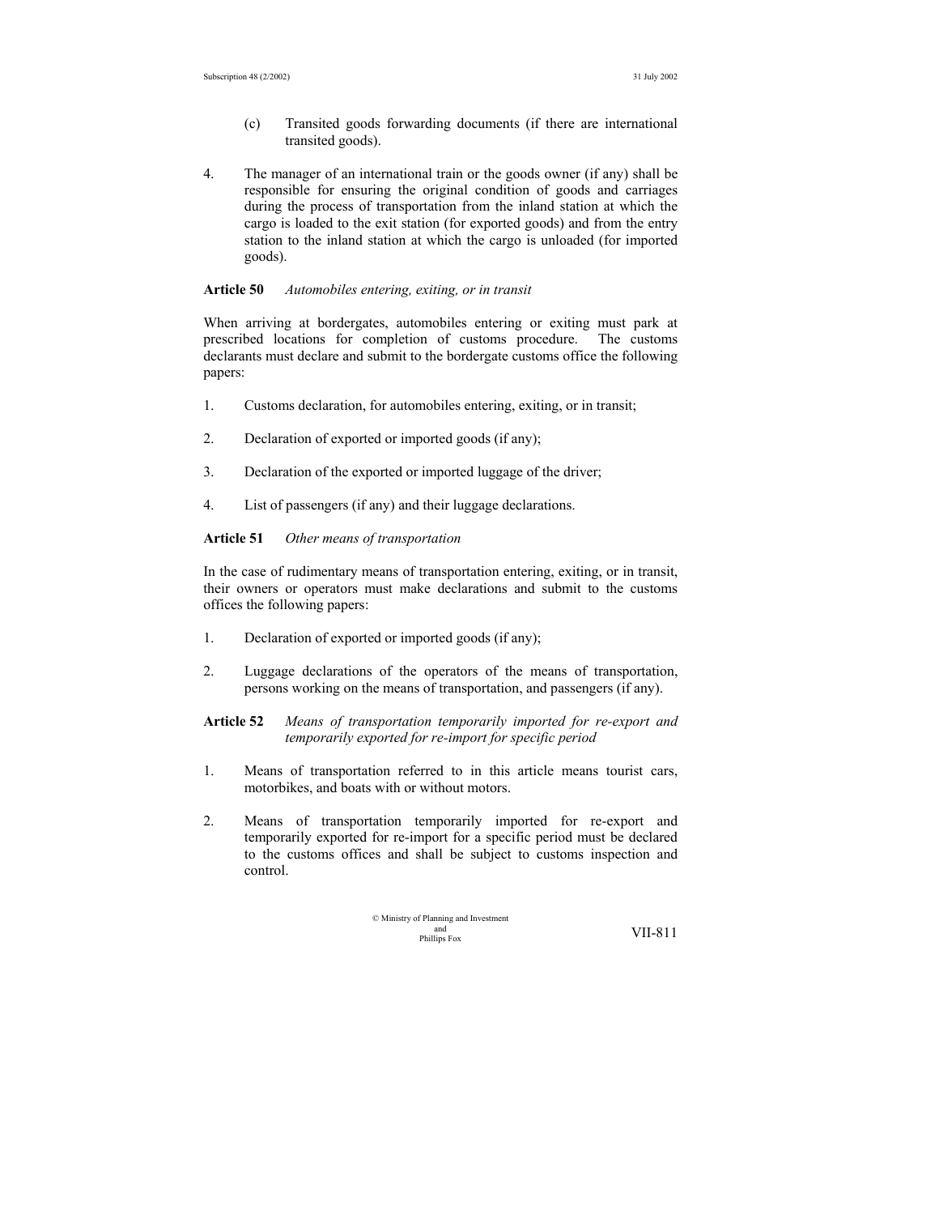(c) Transited goods forwarding documents (if there are international transited goods).

4. The manager of an international train or the goods owner (if any) shall be responsible for ensuring the original condition of goods and carriages during the process of transportation from the inland station at which the cargo is loaded to the exit station (for exported goods) and from the entry station to the inland station at which the cargo is unloaded (for imported goods).

**Article 50** *Automobiles entering, exiting, or in transit*

When arriving at bordergates, automobiles entering or exiting must park at prescribed locations for completion of customs procedure. The customs declarants must declare and submit to the bordergate customs office the following papers:

1. Customs declaration, for automobiles entering, exiting, or in transit;

2. Declaration of exported or imported goods (if any);

3. Declaration of the exported or imported luggage of the driver;

4. List of passengers (if any) and their luggage declarations.

**Article 51** *Other means of transportation*

In the case of rudimentary means of transportation entering, exiting, or in transit, their owners or operators must make declarations and submit to the customs offices the following papers:

1. Declaration of exported or imported goods (if any);

2. Luggage declarations of the operators of the means of transportation, persons working on the means of transportation, and passengers (if any).

**Article 52** *Means of transportation temporarily imported for re-export and temporarily exported for re-import for specific period*

1. Means of transportation referred to in this article means tourist cars, motorbikes, and boats with or without motors.

2. Means of transportation temporarily imported for re-export and temporarily exported for re-import for a specific period must be declared to the customs offices and shall be subject to customs inspection and control.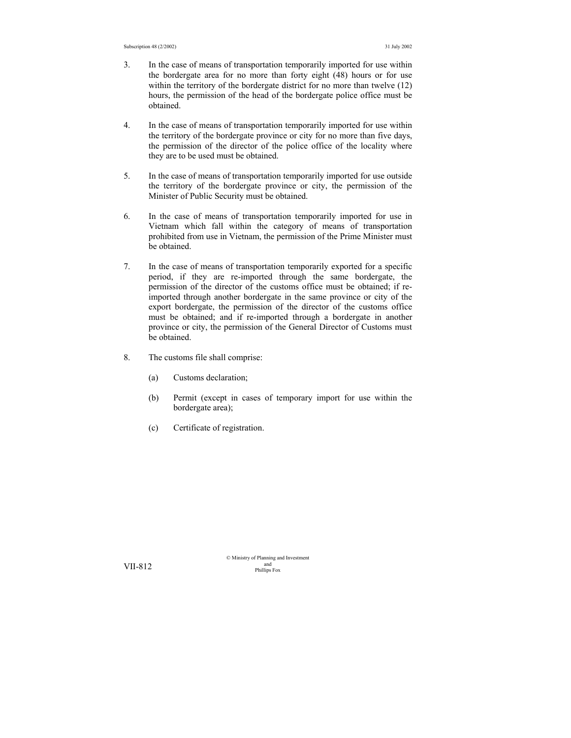3. In the case of means of transportation temporarily imported for use within the bordergate area for no more than forty eight (48) hours or for use within the territory of the bordergate district for no more than twelve (12) hours, the permission of the head of the bordergate police office must be obtained.

4. In the case of means of transportation temporarily imported for use within the territory of the bordergate province or city for no more than five days, the permission of the director of the police office of the locality where they are to be used must be obtained.

5. In the case of means of transportation temporarily imported for use outside the territory of the bordergate province or city, the permission of the Minister of Public Security must be obtained.

6. In the case of means of transportation temporarily imported for use in Vietnam which fall within the category of means of transportation prohibited from use in Vietnam, the permission of the Prime Minister must be obtained.

7. In the case of means of transportation temporarily exported for a specific period, if they are re-imported through the same bordergate, the permission of the director of the customs office must be obtained; if re-imported through another bordergate in the same province or city of the export bordergate, the permission of the director of the customs office must be obtained; and if re-imported through a bordergate in another province or city, the permission of the General Director of Customs must be obtained.

8. The customs file shall comprise:

   (a) Customs declaration;

   (b) Permit (except in cases of temporary import for use within the bordergate area);

   (c) Certificate of registration.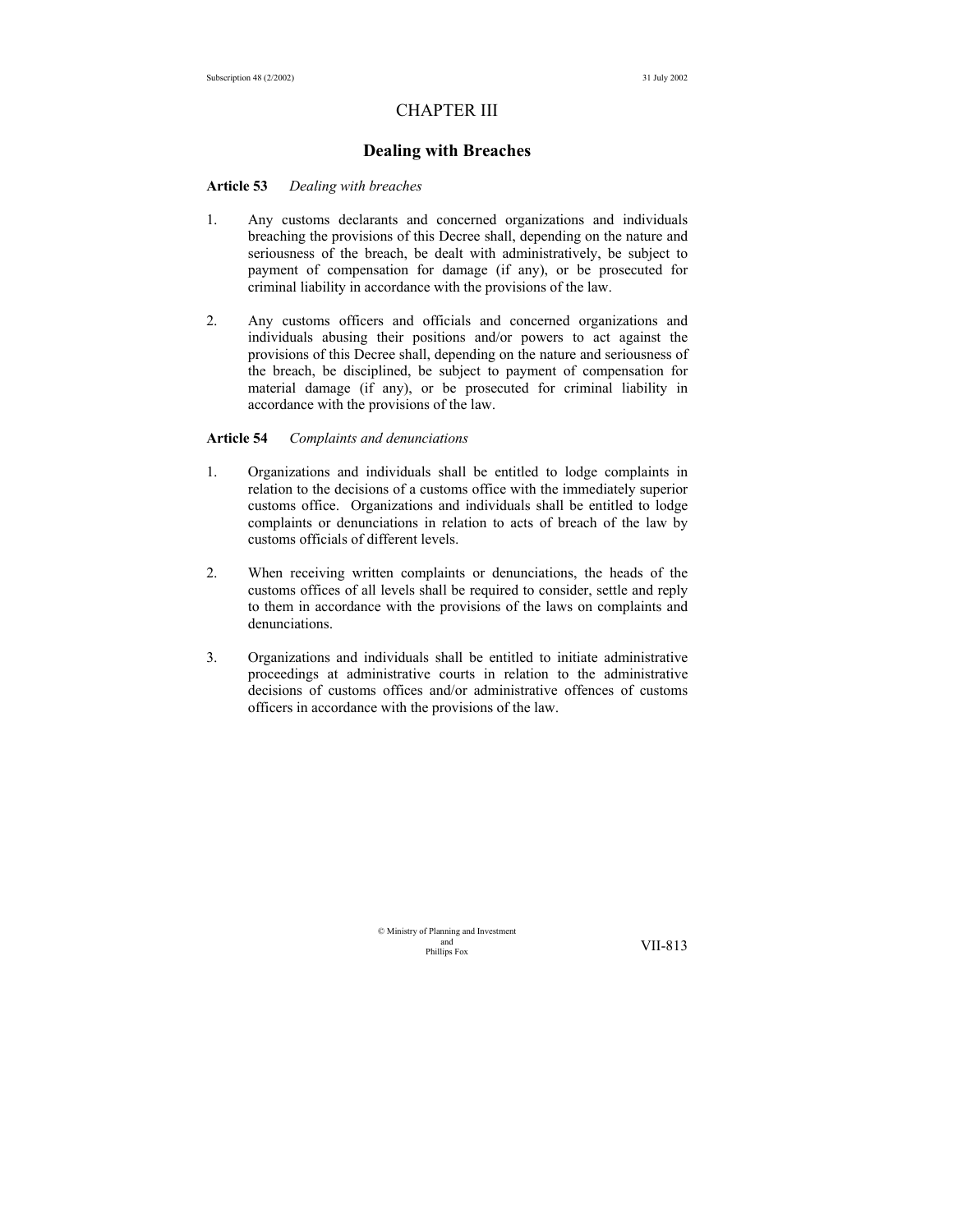# CHAPTER III

## Dealing with Breaches

**Article 53** *Dealing with breaches*

1. Any customs declarants and concerned organizations and individuals breaching the provisions of this Decree shall, depending on the nature and seriousness of the breach, be dealt with administratively, be subject to payment of compensation for damage (if any), or be prosecuted for criminal liability in accordance with the provisions of the law.

2. Any customs officers and officials and concerned organizations and individuals abusing their positions and/or powers to act against the provisions of this Decree shall, depending on the nature and seriousness of the breach, be disciplined, be subject to payment of compensation for material damage (if any), or be prosecuted for criminal liability in accordance with the provisions of the law.

**Article 54** *Complaints and denunciations*

1. Organizations and individuals shall be entitled to lodge complaints in relation to the decisions of a customs office with the immediately superior customs office. Organizations and individuals shall be entitled to lodge complaints or denunciations in relation to acts of breach of the law by customs officials of different levels.

2. When receiving written complaints or denunciations, the heads of the customs offices of all levels shall be required to consider, settle and reply to them in accordance with the provisions of the laws on complaints and denunciations.

3. Organizations and individuals shall be entitled to initiate administrative proceedings at administrative courts in relation to the administrative decisions of customs offices and/or administrative offences of customs officers in accordance with the provisions of the law.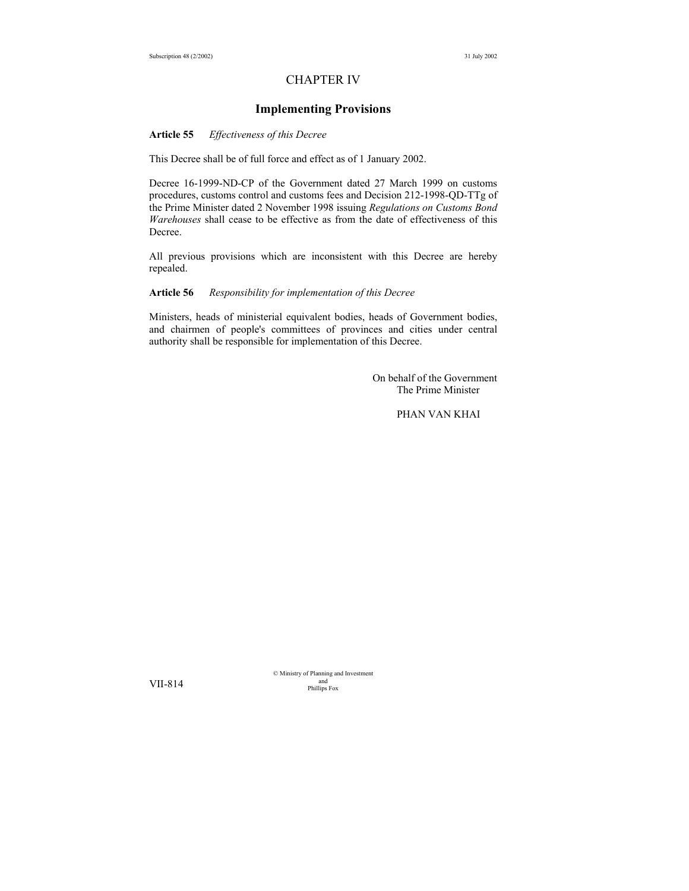# CHAPTER IV

## Implementing Provisions

**Article 55** *Effectiveness of this Decree*

This Decree shall be of full force and effect as of 1 January 2002.

Decree 16-1999-ND-CP of the Government dated 27 March 1999 on customs procedures, customs control and customs fees and Decision 212-1998-QD-TTg of the Prime Minister dated 2 November 1998 issuing *Regulations on Customs Bond Warehouses* shall cease to be effective as from the date of effectiveness of this Decree.

All previous provisions which are inconsistent with this Decree are hereby repealed.

**Article 56** *Responsibility for implementation of this Decree*

Ministers, heads of ministerial equivalent bodies, heads of Government bodies, and chairmen of people's committees of provinces and cities under central authority shall be responsible for implementation of this Decree.

On behalf of the Government
The Prime Minister

PHAN VAN KHAI